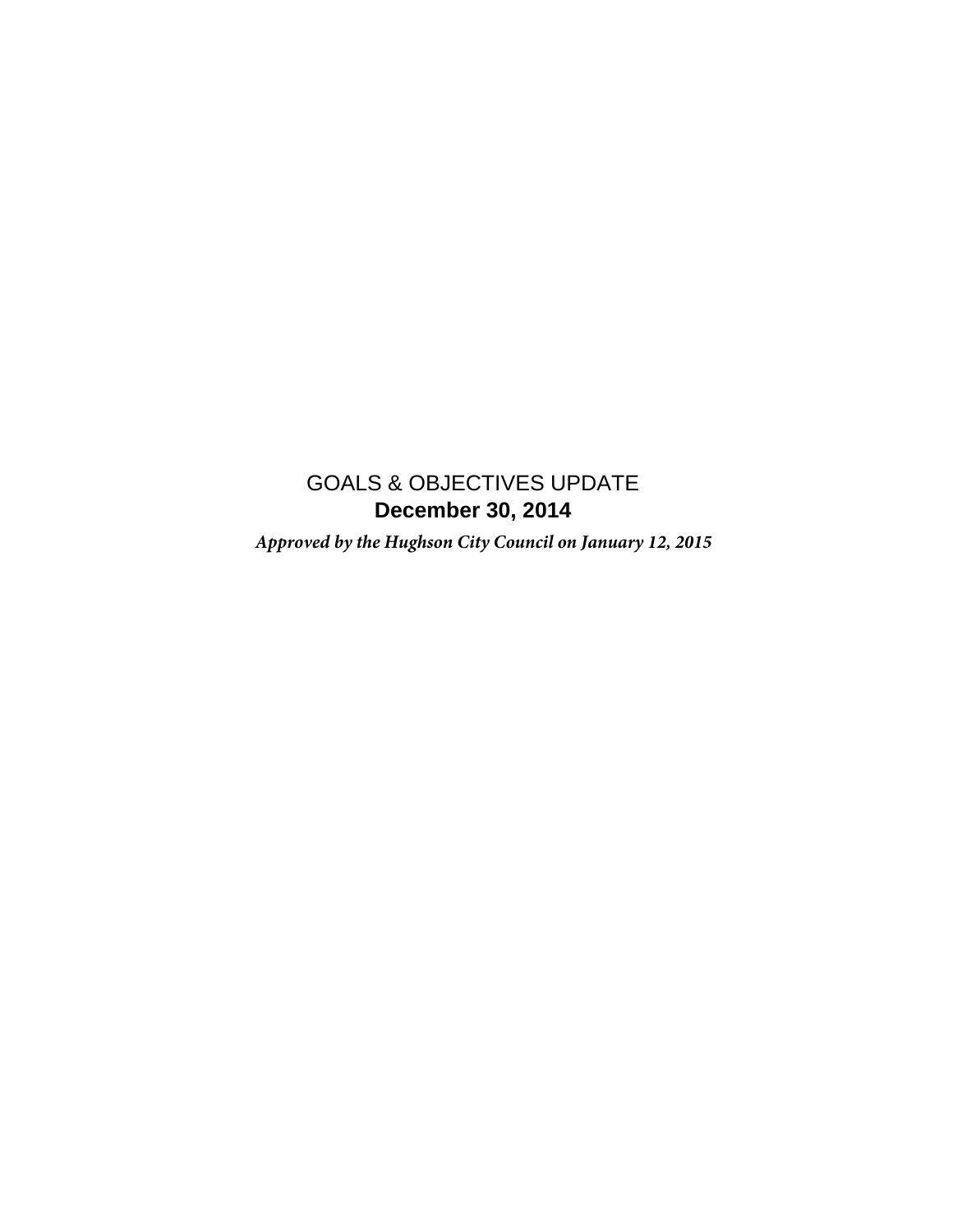# GOALS & OBJECTIVES UPDATE

## December 30, 2014

*Approved by the Hughson City Council on January 12, 2015*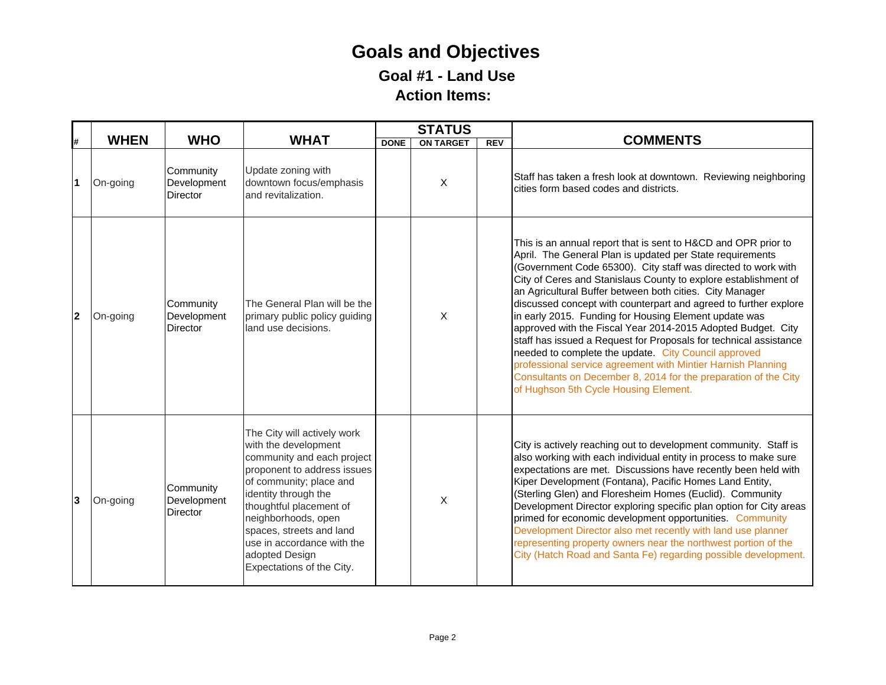# Goals and Objectives

## Goal #1 - Land Use

## Action Items:

| # | WHEN | WHO | WHAT | STATUS | | | COMMENTS |
|---|---|---|---|---|---|---|---|
| | | | | DONE | ON TARGET | REV | |
| 1 | On-going | Community Development Director | Update zoning with downtown focus/emphasis and revitalization. | | X | | Staff has taken a fresh look at downtown. Reviewing neighboring cities form based codes and districts. |
| 2 | On-going | Community Development Director | The General Plan will be the primary public policy guiding land use decisions. | | X | | This is an annual report that is sent to H&CD and OPR prior to April. The General Plan is updated per State requirements (Government Code 65300). City staff was directed to work with City of Ceres and Stanislaus County to explore establishment of an Agricultural Buffer between both cities. City Manager discussed concept with counterpart and agreed to further explore in early 2015. Funding for Housing Element update was approved with the Fiscal Year 2014-2015 Adopted Budget. City staff has issued a Request for Proposals for technical assistance needed to complete the update. City Council approved professional service agreement with Mintier Harnish Planning Consultants on December 8, 2014 for the preparation of the City of Hughson 5th Cycle Housing Element. |
| 3 | On-going | Community Development Director | The City will actively work with the development community and each project proponent to address issues of community; place and identity through the thoughtful placement of neighborhoods, open spaces, streets and land use in accordance with the adopted Design Expectations of the City. | | X | | City is actively reaching out to development community. Staff is also working with each individual entity in process to make sure expectations are met. Discussions have recently been held with Kiper Development (Fontana), Pacific Homes Land Entity, (Sterling Glen) and Floresheim Homes (Euclid). Community Development Director exploring specific plan option for City areas primed for economic development opportunities. Community Development Director also met recently with land use planner representing property owners near the northwest portion of the City (Hatch Road and Santa Fe) regarding possible development. |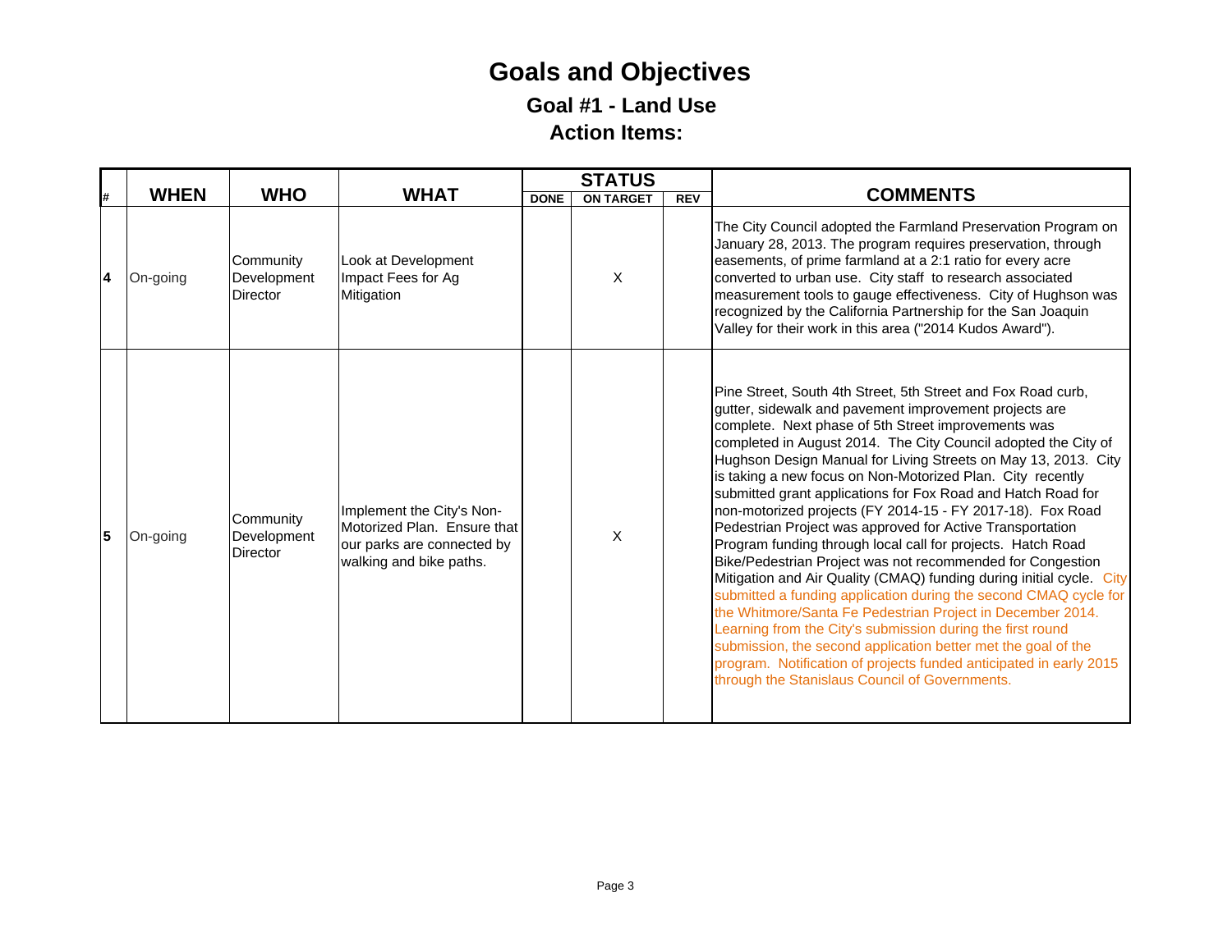# Goals and Objectives

## Goal #1 - Land Use

## Action Items:

| # | WHEN | WHO | WHAT | STATUS | | | COMMENTS |
|---|---|---|---|---|---|---|---|
| | | | | DONE | ON TARGET | REV | |
| 4 | On-going | Community Development Director | Look at Development Impact Fees for Ag Mitigation | | X | | The City Council adopted the Farmland Preservation Program on January 28, 2013. The program requires preservation, through easements, of prime farmland at a 2:1 ratio for every acre converted to urban use. City staff to research associated measurement tools to gauge effectiveness. City of Hughson was recognized by the California Partnership for the San Joaquin Valley for their work in this area ("2014 Kudos Award"). |
| 5 | On-going | Community Development Director | Implement the City's Non-Motorized Plan. Ensure that our parks are connected by walking and bike paths. | | X | | Pine Street, South 4th Street, 5th Street and Fox Road curb, gutter, sidewalk and pavement improvement projects are complete. Next phase of 5th Street improvements was completed in August 2014. The City Council adopted the City of Hughson Design Manual for Living Streets on May 13, 2013. City is taking a new focus on Non-Motorized Plan. City recently submitted grant applications for Fox Road and Hatch Road for non-motorized projects (FY 2014-15 - FY 2017-18). Fox Road Pedestrian Project was approved for Active Transportation Program funding through local call for projects. Hatch Road Bike/Pedestrian Project was not recommended for Congestion Mitigation and Air Quality (CMAQ) funding during initial cycle. City submitted a funding application during the second CMAQ cycle for the Whitmore/Santa Fe Pedestrian Project in December 2014. Learning from the City's submission during the first round submission, the second application better met the goal of the program. Notification of projects funded anticipated in early 2015 through the Stanislaus Council of Governments. |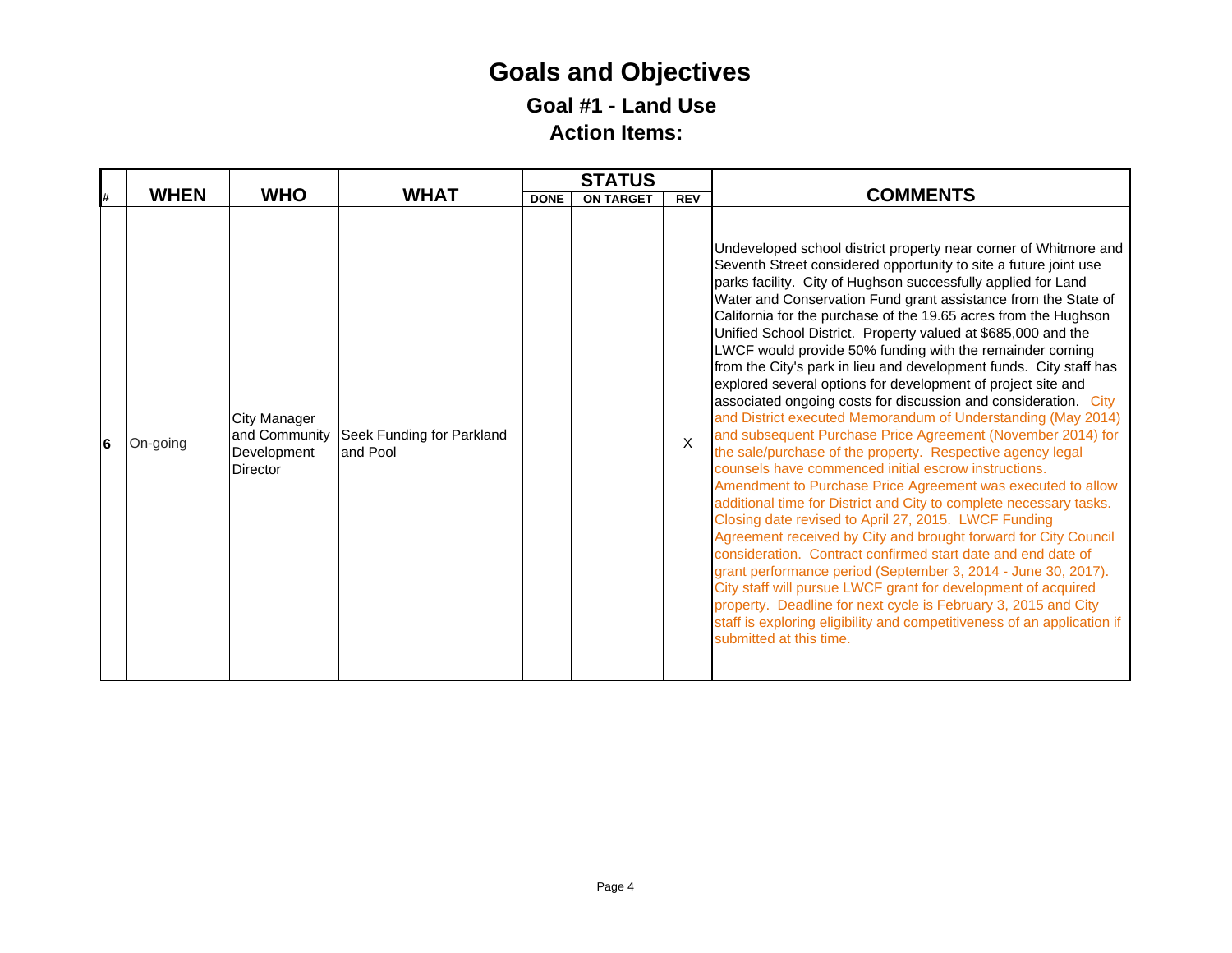# Goals and Objectives

## Goal #1 - Land Use

## Action Items:

| # | WHEN | WHO | WHAT | STATUS | | | COMMENTS |
|---|---|---|---|---|---|---|---|
| | | | | DONE | ON TARGET | REV | |
| 6 | On-going | City Manager and Community Development Director | Seek Funding for Parkland and Pool | | | X | Undeveloped school district property near corner of Whitmore and Seventh Street considered opportunity to site a future joint use parks facility. City of Hughson successfully applied for Land Water and Conservation Fund grant assistance from the State of California for the purchase of the 19.65 acres from the Hughson Unified School District. Property valued at $685,000 and the LWCF would provide 50% funding with the remainder coming from the City's park in lieu and development funds. City staff has explored several options for development of project site and associated ongoing costs for discussion and consideration. City and District executed Memorandum of Understanding (May 2014) and subsequent Purchase Price Agreement (November 2014) for the sale/purchase of the property. Respective agency legal counsels have commenced initial escrow instructions. Amendment to Purchase Price Agreement was executed to allow additional time for District and City to complete necessary tasks. Closing date revised to April 27, 2015. LWCF Funding Agreement received by City and brought forward for City Council consideration. Contract confirmed start date and end date of grant performance period (September 3, 2014 - June 30, 2017). City staff will pursue LWCF grant for development of acquired property. Deadline for next cycle is February 3, 2015 and City staff is exploring eligibility and competitiveness of an application if submitted at this time. |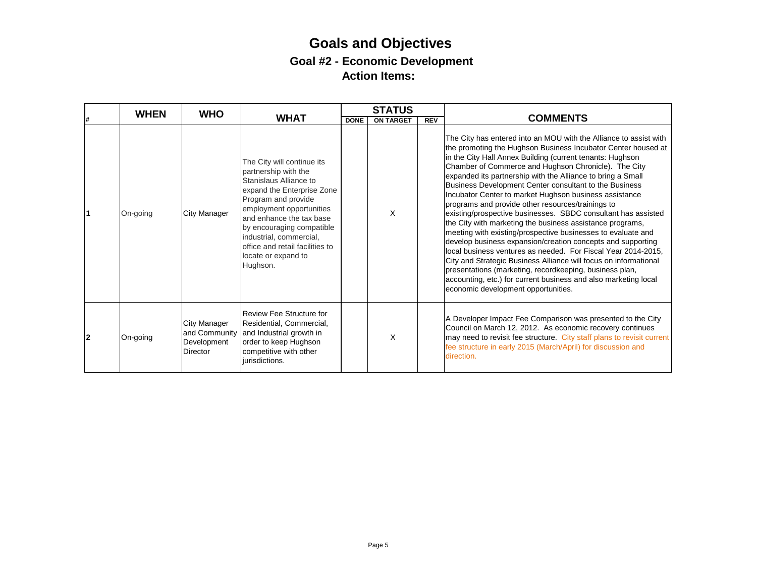# Goals and Objectives

## Goal #2 - Economic Development

### Action Items:

| # | WHEN | WHO | WHAT | STATUS | | | COMMENTS |
|---|---|---|---|---|---|---|---|
| | | | | DONE | ON TARGET | REV | |
| 1 | On-going | City Manager | The City will continue its partnership with the Stanislaus Alliance to expand the Enterprise Zone Program and provide employment opportunities and enhance the tax base by encouraging compatible industrial, commercial, office and retail facilities to locate or expand to Hughson. | | X | | The City has entered into an MOU with the Alliance to assist with the promoting the Hughson Business Incubator Center housed at in the City Hall Annex Building (current tenants: Hughson Chamber of Commerce and Hughson Chronicle). The City expanded its partnership with the Alliance to bring a Small Business Development Center consultant to the Business Incubator Center to market Hughson business assistance programs and provide other resources/trainings to existing/prospective businesses. SBDC consultant has assisted the City with marketing the business assistance programs, meeting with existing/prospective businesses to evaluate and develop business expansion/creation concepts and supporting local business ventures as needed. For Fiscal Year 2014-2015, City and Strategic Business Alliance will focus on informational presentations (marketing, recordkeeping, business plan, accounting, etc.) for current business and also marketing local economic development opportunities. |
| 2 | On-going | City Manager and Community Development Director | Review Fee Structure for Residential, Commercial, and Industrial growth in order to keep Hughson competitive with other jurisdictions. | | X | | A Developer Impact Fee Comparison was presented to the City Council on March 12, 2012. As economic recovery continues may need to revisit fee structure. City staff plans to revisit current fee structure in early 2015 (March/April) for discussion and direction. |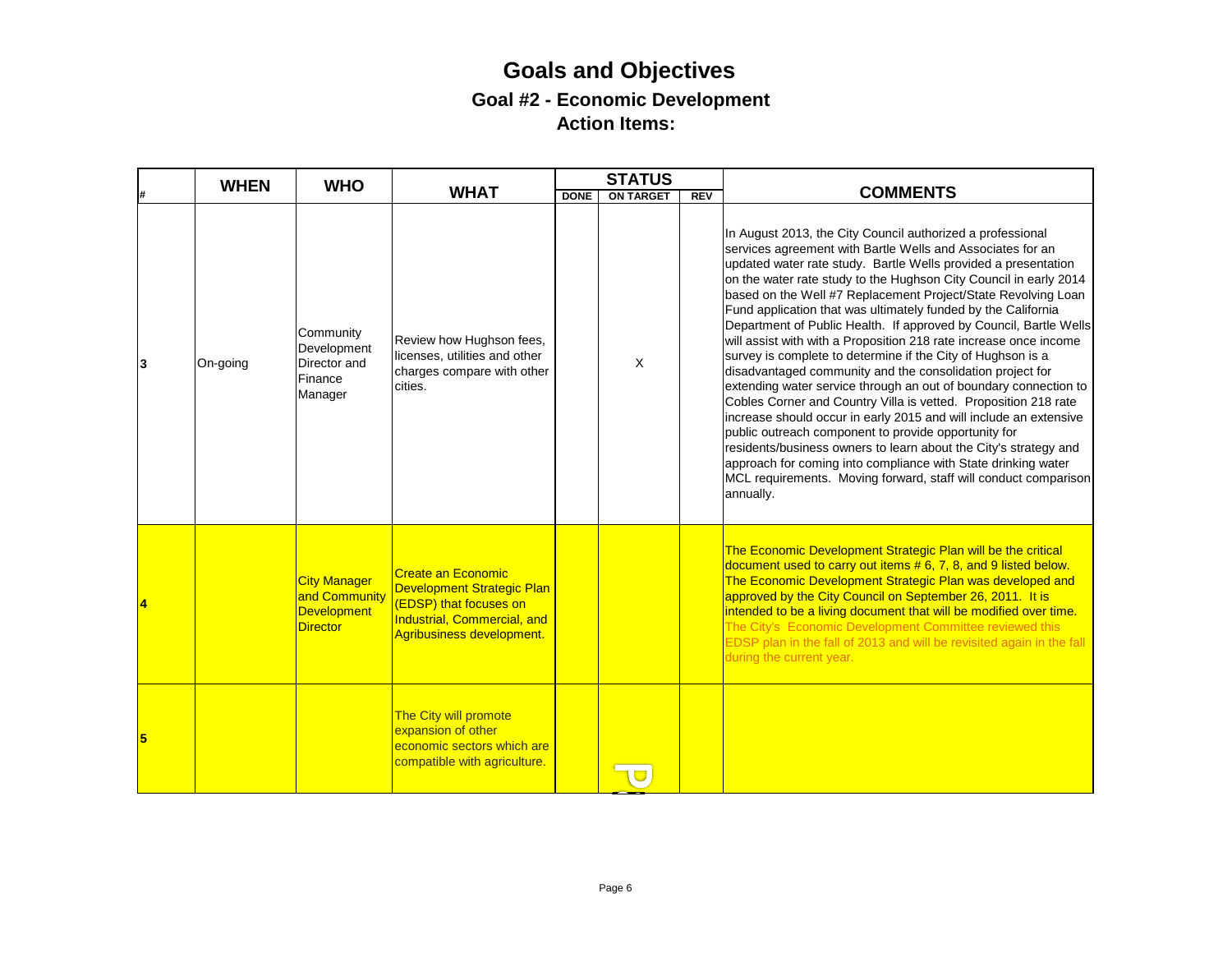# Goals and Objectives

## Goal #2 - Economic Development

### Action Items:

| # | WHEN | WHO | WHAT | STATUS | | | COMMENTS |
|---|---|---|---|---|---|---|---|
| | | | | DONE | ON TARGET | REV | |
| 3 | On-going | Community Development Director and Finance Manager | Review how Hughson fees, licenses, utilities and other charges compare with other cities. | | X | | In August 2013, the City Council authorized a professional services agreement with Bartle Wells and Associates for an updated water rate study. Bartle Wells provided a presentation on the water rate study to the Hughson City Council in early 2014 based on the Well #7 Replacement Project/State Revolving Loan Fund application that was ultimately funded by the California Department of Public Health. If approved by Council, Bartle Wells will assist with with a Proposition 218 rate increase once income survey is complete to determine if the City of Hughson is a disadvantaged community and the consolidation project for extending water service through an out of boundary connection to Cobles Corner and Country Villa is vetted. Proposition 218 rate increase should occur in early 2015 and will include an extensive public outreach component to provide opportunity for residents/business owners to learn about the City's strategy and approach for coming into compliance with State drinking water MCL requirements. Moving forward, staff will conduct comparison annually. |
| 4 | | City Manager and Community Development Director | Create an Economic Development Strategic Plan (EDSP) that focuses on Industrial, Commercial, and Agribusiness development. | | | | The Economic Development Strategic Plan will be the critical document used to carry out items # 6, 7, 8, and 9 listed below. The Economic Development Strategic Plan was developed and approved by the City Council on September 26, 2011. It is intended to be a living document that will be modified over time. The City's Economic Development Committee reviewed this EDSP plan in the fall of 2013 and will be revisited again in the fall during the current year. |
| 5 | | | The City will promote expansion of other economic sectors which are compatible with agriculture. | | | | |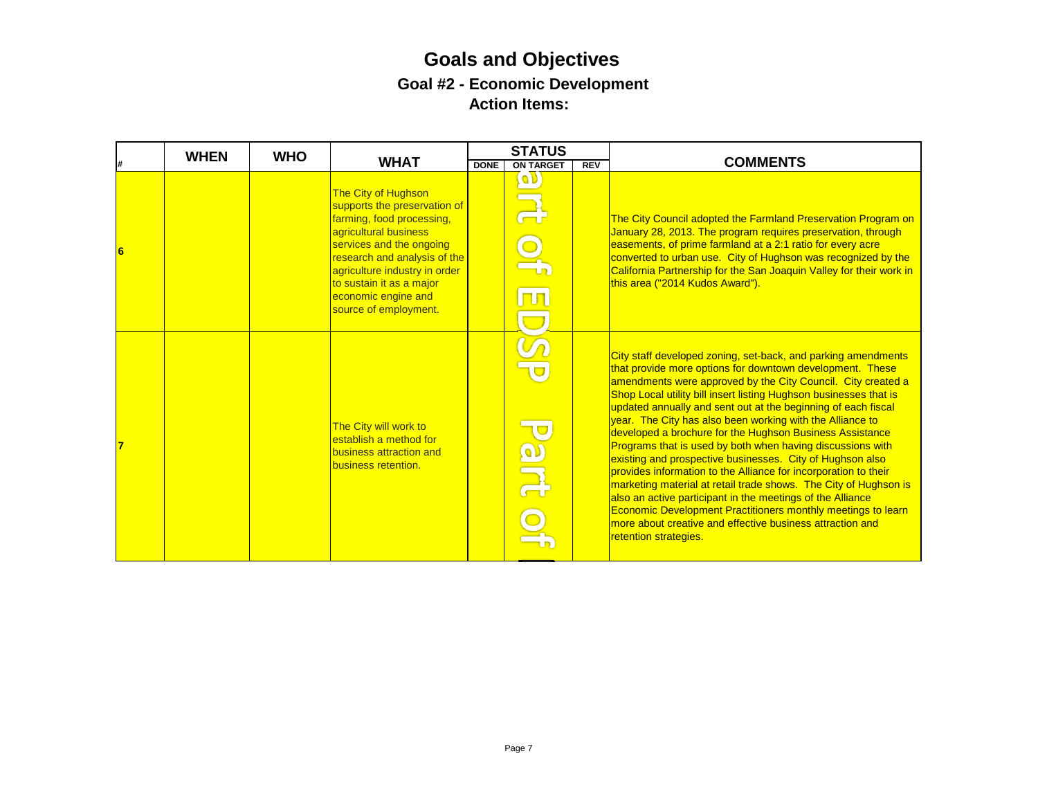# Goals and Objectives

## Goal #2 - Economic Development

### Action Items:

| # | WHEN | WHO | WHAT | STATUS | | | COMMENTS |
|---|---|---|---|---|---|---|---|
| | | | | DONE | ON TARGET | REV | |
| 6 | | | The City of Hughson supports the preservation of farming, food processing, agricultural business services and the ongoing research and analysis of the agriculture industry in order to sustain it as a major economic engine and source of employment. | | Part of EDSP | | The City Council adopted the Farmland Preservation Program on January 28, 2013. The program requires preservation, through easements, of prime farmland at a 2:1 ratio for every acre converted to urban use. City of Hughson was recognized by the California Partnership for the San Joaquin Valley for their work in this area ("2014 Kudos Award"). |
| 7 | | | The City will work to establish a method for business attraction and business retention. | | Part of | | City staff developed zoning, set-back, and parking amendments that provide more options for downtown development. These amendments were approved by the City Council. City created a Shop Local utility bill insert listing Hughson businesses that is updated annually and sent out at the beginning of each fiscal year. The City has also been working with the Alliance to developed a brochure for the Hughson Business Assistance Programs that is used by both when having discussions with existing and prospective businesses. City of Hughson also provides information to the Alliance for incorporation to their marketing material at retail trade shows. The City of Hughson is also an active participant in the meetings of the Alliance Economic Development Practitioners monthly meetings to learn more about creative and effective business attraction and retention strategies. |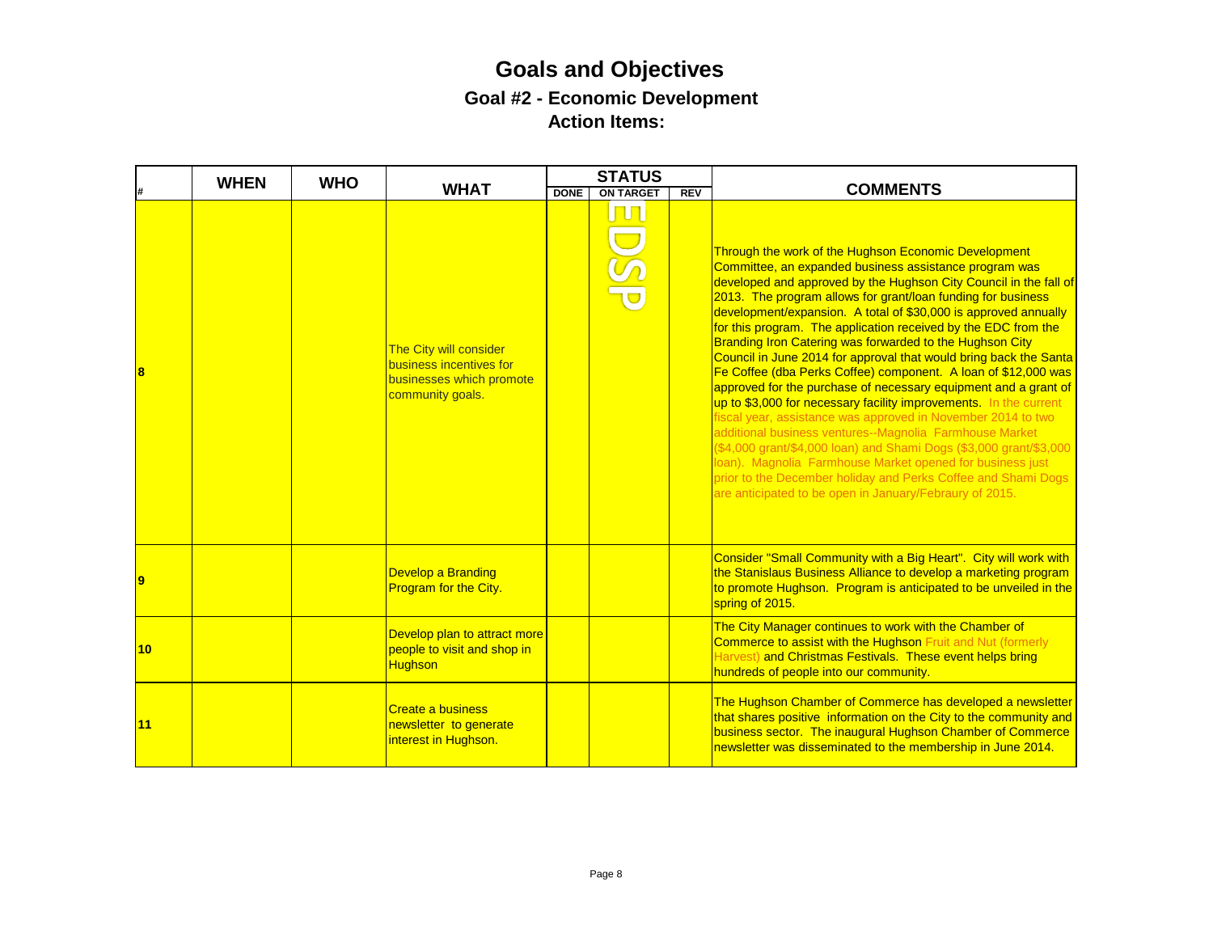# Goals and Objectives

## Goal #2 - Economic Development

### Action Items:

| # | WHEN | WHO | WHAT | STATUS | | | COMMENTS |
|---|---|---|---|---|---|---|---|
| | | | | DONE | ON TARGET | REV | |
| 8 | | | The City will consider business incentives for businesses which promote community goals. | | EDSP | | Through the work of the Hughson Economic Development Committee, an expanded business assistance program was developed and approved by the Hughson City Council in the fall of 2013. The program allows for grant/loan funding for business development/expansion. A total of $30,000 is approved annually for this program. The application received by the EDC from the Branding Iron Catering was forwarded to the Hughson City Council in June 2014 for approval that would bring back the Santa Fe Coffee (dba Perks Coffee) component. A loan of $12,000 was approved for the purchase of necessary equipment and a grant of up to $3,000 for necessary facility improvements. In the current fiscal year, assistance was approved in November 2014 to two additional business ventures--Magnolia Farmhouse Market ($4,000 grant/$4,000 loan) and Shami Dogs ($3,000 grant/$3,000 loan). Magnolia Farmhouse Market opened for business just prior to the December holiday and Perks Coffee and Shami Dogs are anticipated to be open in January/Febraury of 2015. |
| 9 | | | Develop a Branding Program for the City. | | | | Consider "Small Community with a Big Heart". City will work with the Stanislaus Business Alliance to develop a marketing program to promote Hughson. Program is anticipated to be unveiled in the spring of 2015. |
| 10 | | | Develop plan to attract more people to visit and shop in Hughson | | | | The City Manager continues to work with the Chamber of Commerce to assist with the Hughson Fruit and Nut (formerly Harvest) and Christmas Festivals. These event helps bring hundreds of people into our community. |
| 11 | | | Create a business newsletter to generate interest in Hughson. | | | | The Hughson Chamber of Commerce has developed a newsletter that shares positive information on the City to the community and business sector. The inaugural Hughson Chamber of Commerce newsletter was disseminated to the membership in June 2014. |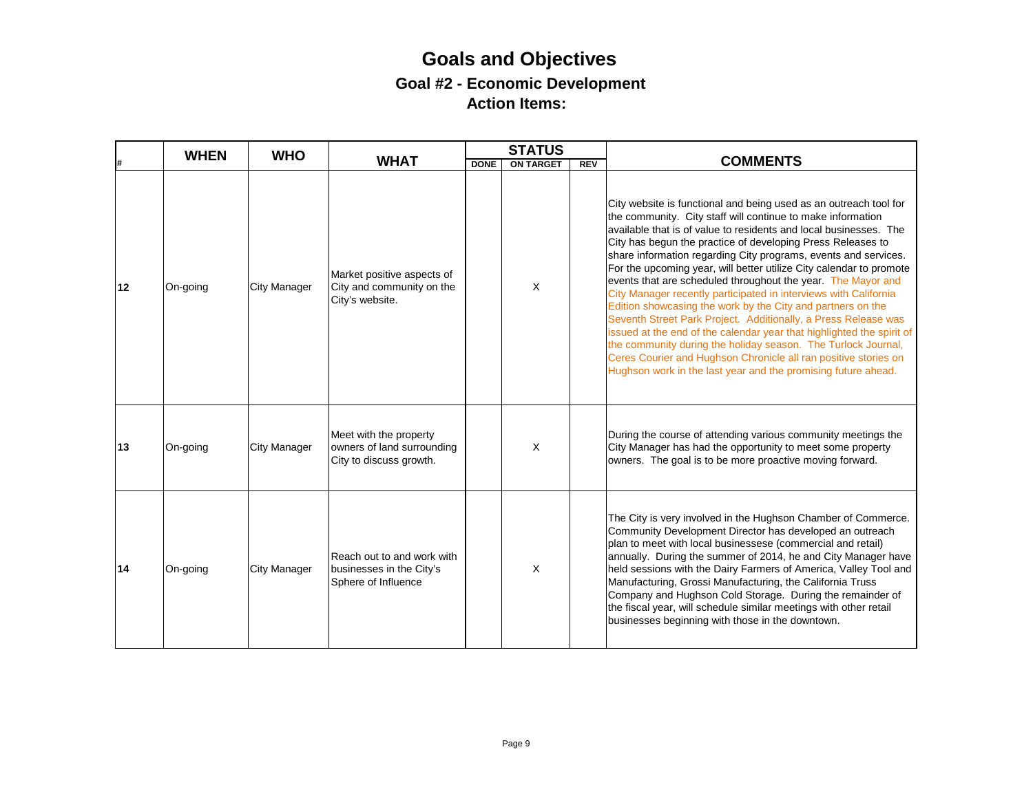# Goals and Objectives

## Goal #2 - Economic Development

### Action Items:

| # | WHEN | WHO | WHAT | STATUS | | | COMMENTS |
|---|---|---|---|---|---|---|---|
| | | | | DONE | ON TARGET | REV | |
| 12 | On-going | City Manager | Market positive aspects of City and community on the City's website. | | X | | City website is functional and being used as an outreach tool for the community. City staff will continue to make information available that is of value to residents and local businesses. The City has begun the practice of developing Press Releases to share information regarding City programs, events and services. For the upcoming year, will better utilize City calendar to promote events that are scheduled throughout the year. The Mayor and City Manager recently participated in interviews with California Edition showcasing the work by the City and partners on the Seventh Street Park Project. Additionally, a Press Release was issued at the end of the calendar year that highlighted the spirit of the community during the holiday season. The Turlock Journal, Ceres Courier and Hughson Chronicle all ran positive stories on Hughson work in the last year and the promising future ahead. |
| 13 | On-going | City Manager | Meet with the property owners of land surrounding City to discuss growth. | | X | | During the course of attending various community meetings the City Manager has had the opportunity to meet some property owners. The goal is to be more proactive moving forward. |
| 14 | On-going | City Manager | Reach out to and work with businesses in the City's Sphere of Influence | | X | | The City is very involved in the Hughson Chamber of Commerce. Community Development Director has developed an outreach plan to meet with local businessese (commercial and retail) annually. During the summer of 2014, he and City Manager have held sessions with the Dairy Farmers of America, Valley Tool and Manufacturing, Grossi Manufacturing, the California Truss Company and Hughson Cold Storage. During the remainder of the fiscal year, will schedule similar meetings with other retail businesses beginning with those in the downtown. |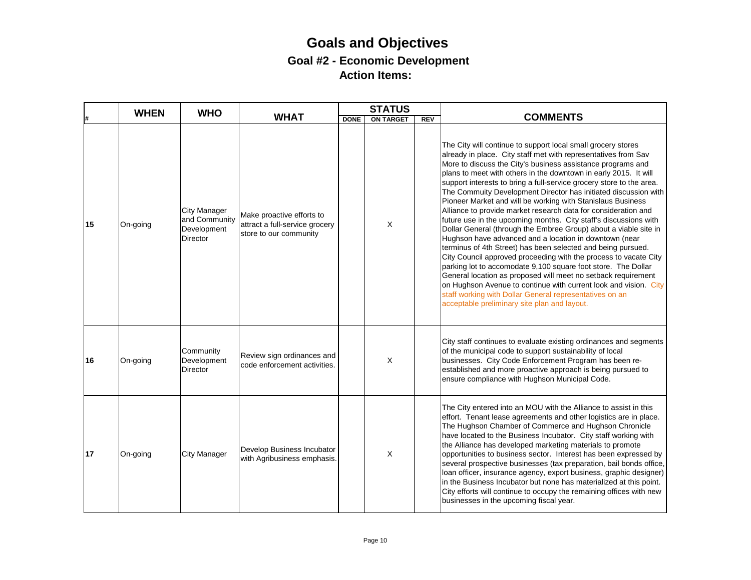# Goals and Objectives

## Goal #2 - Economic Development

### Action Items:

| # | WHEN | WHO | WHAT | STATUS | | | COMMENTS |
|---|---|---|---|---|---|---|---|
| | | | | DONE | ON TARGET | REV | |
| 15 | On-going | City Manager and Community Development Director | Make proactive efforts to attract a full-service grocery store to our community | | X | | The City will continue to support local small grocery stores already in place. City staff met with representatives from Sav More to discuss the City's business assistance programs and plans to meet with others in the downtown in early 2015. It will support interests to bring a full-service grocery store to the area. The Commuity Development Director has initiated discussion with Pioneer Market and will be working with Stanislaus Business Alliance to provide market research data for consideration and future use in the upcoming months. City staff's discussions with Dollar General (through the Embree Group) about a viable site in Hughson have advanced and a location in downtown (near terminus of 4th Street) has been selected and being pursued. City Council approved proceeding with the process to vacate City parking lot to accomodate 9,100 square foot store. The Dollar General location as proposed will meet no setback requirement on Hughson Avenue to continue with current look and vision. City staff working with Dollar General representatives on an acceptable preliminary site plan and layout. |
| 16 | On-going | Community Development Director | Review sign ordinances and code enforcement activities. | | X | | City staff continues to evaluate existing ordinances and segments of the municipal code to support sustainability of local businesses. City Code Enforcement Program has been re-established and more proactive approach is being pursued to ensure compliance with Hughson Municipal Code. |
| 17 | On-going | City Manager | Develop Business Incubator with Agribusiness emphasis. | | X | | The City entered into an MOU with the Alliance to assist in this effort. Tenant lease agreements and other logistics are in place. The Hughson Chamber of Commerce and Hughson Chronicle have located to the Business Incubator. City staff working with the Alliance has developed marketing materials to promote opportunities to business sector. Interest has been expressed by several prospective businesses (tax preparation, bail bonds office, loan officer, insurance agency, export business, graphic designer) in the Business Incubator but none has materialized at this point. City efforts will continue to occupy the remaining offices with new businesses in the upcoming fiscal year. |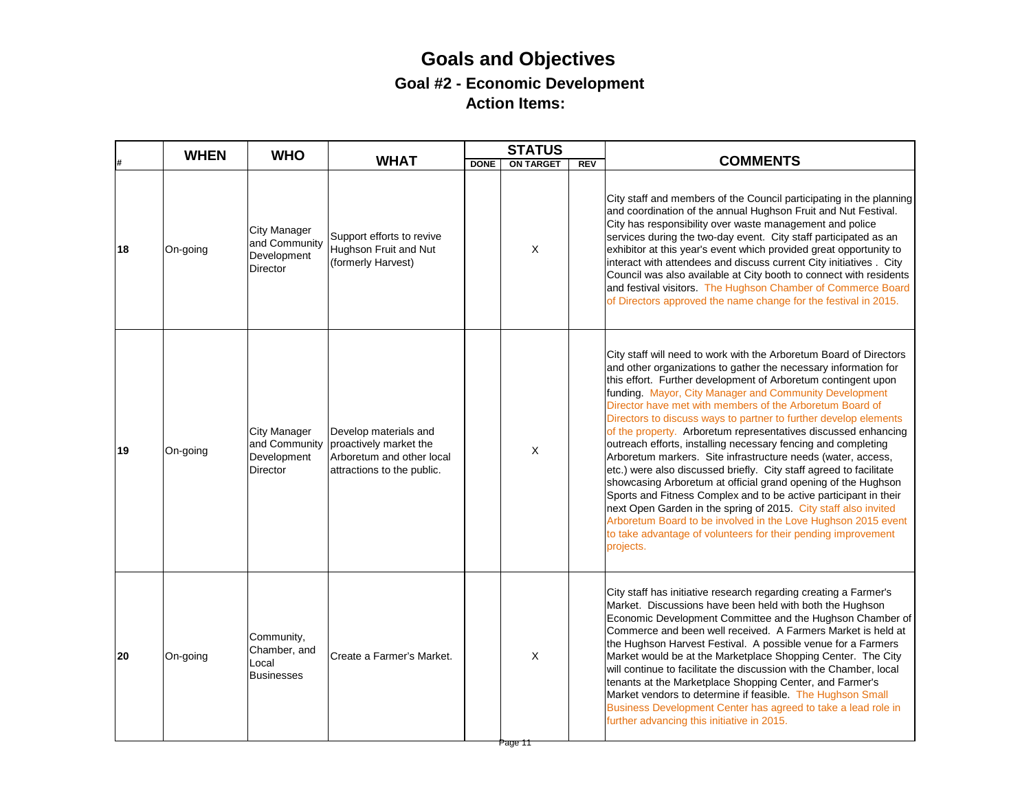# Goals and Objectives

## Goal #2 - Economic Development

### Action Items:

| # | WHEN | WHO | WHAT | STATUS | | | COMMENTS |
|---|---|---|---|---|---|---|---|
| | | | | DONE | ON TARGET | REV | |
| 18 | On-going | City Manager and Community Development Director | Support efforts to revive Hughson Fruit and Nut (formerly Harvest) | | X | | City staff and members of the Council participating in the planning and coordination of the annual Hughson Fruit and Nut Festival. City has responsibility over waste management and police services during the two-day event. City staff participated as an exhibitor at this year's event which provided great opportunity to interact with attendees and discuss current City initiatives . City Council was also available at City booth to connect with residents and festival visitors. The Hughson Chamber of Commerce Board of Directors approved the name change for the festival in 2015. |
| 19 | On-going | City Manager and Community Development Director | Develop materials and proactively market the Arboretum and other local attractions to the public. | | X | | City staff will need to work with the Arboretum Board of Directors and other organizations to gather the necessary information for this effort. Further development of Arboretum contingent upon funding. Mayor, City Manager and Community Development Director have met with members of the Arboretum Board of Directors to discuss ways to partner to further develop elements of the property. Arboretum representatives discussed enhancing outreach efforts, installing necessary fencing and completing Arboretum markers. Site infrastructure needs (water, access, etc.) were also discussed briefly. City staff agreed to facilitate showcasing Arboretum at official grand opening of the Hughson Sports and Fitness Complex and to be active participant in their next Open Garden in the spring of 2015. City staff also invited Arboretum Board to be involved in the Love Hughson 2015 event to take advantage of volunteers for their pending improvement projects. |
| 20 | On-going | Community, Chamber, and Local Businesses | Create a Farmer's Market. | | X | | City staff has initiative research regarding creating a Farmer's Market. Discussions have been held with both the Hughson Economic Development Committee and the Hughson Chamber of Commerce and been well received. A Farmers Market is held at the Hughson Harvest Festival. A possible venue for a Farmers Market would be at the Marketplace Shopping Center. The City will continue to facilitate the discussion with the Chamber, local tenants at the Marketplace Shopping Center, and Farmer's Market vendors to determine if feasible. The Hughson Small Business Development Center has agreed to take a lead role in further advancing this initiative in 2015. |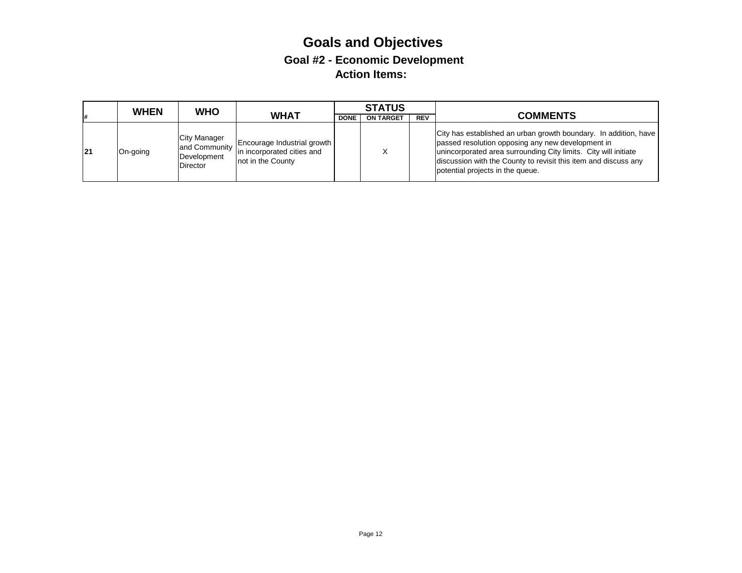# Goals and Objectives

## Goal #2 - Economic Development

### Action Items:

| # | WHEN | WHO | WHAT | STATUS | | | COMMENTS |
|---|---|---|---|---|---|---|---|
| | | | | DONE | ON TARGET | REV | |
| **21** | On-going | City Manager and Community Development Director | Encourage Industrial growth in incorporated cities and not in the County | | X | | City has established an urban growth boundary. In addition, have passed resolution opposing any new development in unincorporated area surrounding City limits. City will initiate discussion with the County to revisit this item and discuss any potential projects in the queue. |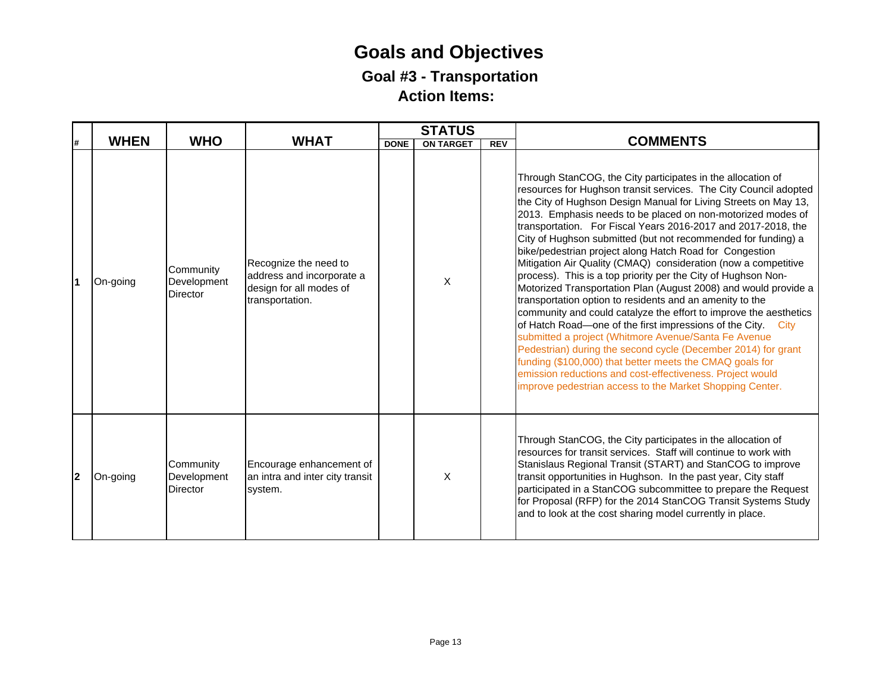# Goals and Objectives

## Goal #3 - Transportation

## Action Items:

| # | WHEN | WHO | WHAT | STATUS | | | COMMENTS |
|---|---|---|---|---|---|---|---|
| | | | | DONE | ON TARGET | REV | |
| **1** | On-going | Community Development Director | Recognize the need to address and incorporate a design for all modes of transportation. | | X | | Through StanCOG, the City participates in the allocation of resources for Hughson transit services. The City Council adopted the City of Hughson Design Manual for Living Streets on May 13, 2013. Emphasis needs to be placed on non-motorized modes of transportation. For Fiscal Years 2016-2017 and 2017-2018, the City of Hughson submitted (but not recommended for funding) a bike/pedestrian project along Hatch Road for Congestion Mitigation Air Quality (CMAQ) consideration (now a competitive process). This is a top priority per the City of Hughson Non-Motorized Transportation Plan (August 2008) and would provide a transportation option to residents and an amenity to the community and could catalyze the effort to improve the aesthetics of Hatch Road—one of the first impressions of the City. City submitted a project (Whitmore Avenue/Santa Fe Avenue Pedestrian) during the second cycle (December 2014) for grant funding ($100,000) that better meets the CMAQ goals for emission reductions and cost-effectiveness. Project would improve pedestrian access to the Market Shopping Center. |
| **2** | On-going | Community Development Director | Encourage enhancement of an intra and inter city transit system. | | X | | Through StanCOG, the City participates in the allocation of resources for transit services. Staff will continue to work with Stanislaus Regional Transit (START) and StanCOG to improve transit opportunities in Hughson. In the past year, City staff participated in a StanCOG subcommittee to prepare the Request for Proposal (RFP) for the 2014 StanCOG Transit Systems Study and to look at the cost sharing model currently in place. |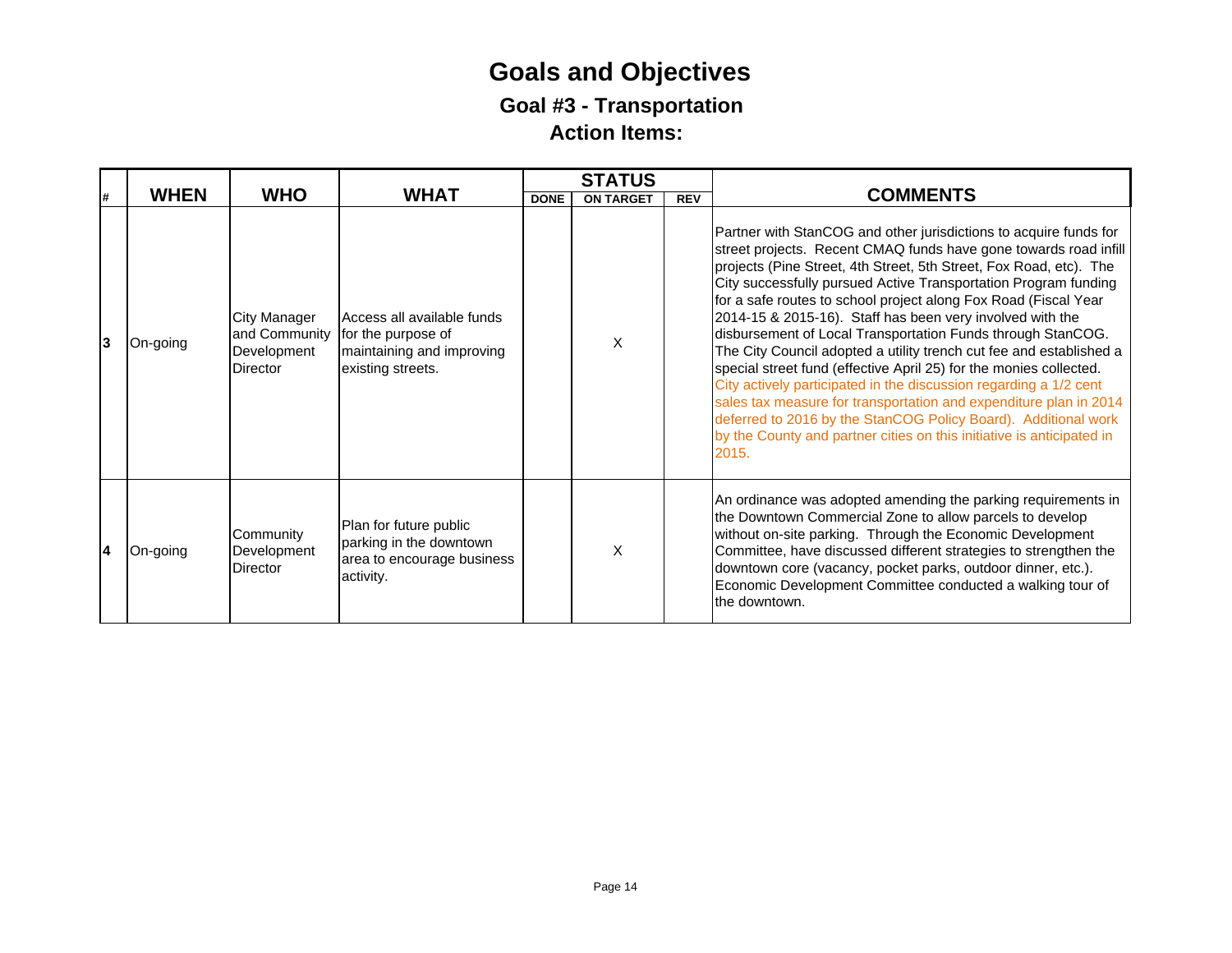# Goals and Objectives

## Goal #3 - Transportation

## Action Items:

| # | WHEN | WHO | WHAT | STATUS | | | COMMENTS |
|---|---|---|---|---|---|---|---|
| | | | | DONE | ON TARGET | REV | |
| **3** | On-going | City Manager and Community Development Director | Access all available funds for the purpose of maintaining and improving existing streets. | | X | | Partner with StanCOG and other jurisdictions to acquire funds for street projects. Recent CMAQ funds have gone towards road infill projects (Pine Street, 4th Street, 5th Street, Fox Road, etc). The City successfully pursued Active Transportation Program funding for a safe routes to school project along Fox Road (Fiscal Year 2014-15 & 2015-16). Staff has been very involved with the disbursement of Local Transportation Funds through StanCOG. The City Council adopted a utility trench cut fee and established a special street fund (effective April 25) for the monies collected. City actively participated in the discussion regarding a 1/2 cent sales tax measure for transportation and expenditure plan in 2014 deferred to 2016 by the StanCOG Policy Board). Additional work by the County and partner cities on this initiative is anticipated in 2015. |
| **4** | On-going | Community Development Director | Plan for future public parking in the downtown area to encourage business activity. | | X | | An ordinance was adopted amending the parking requirements in the Downtown Commercial Zone to allow parcels to develop without on-site parking. Through the Economic Development Committee, have discussed different strategies to strengthen the downtown core (vacancy, pocket parks, outdoor dinner, etc.). Economic Development Committee conducted a walking tour of the downtown. |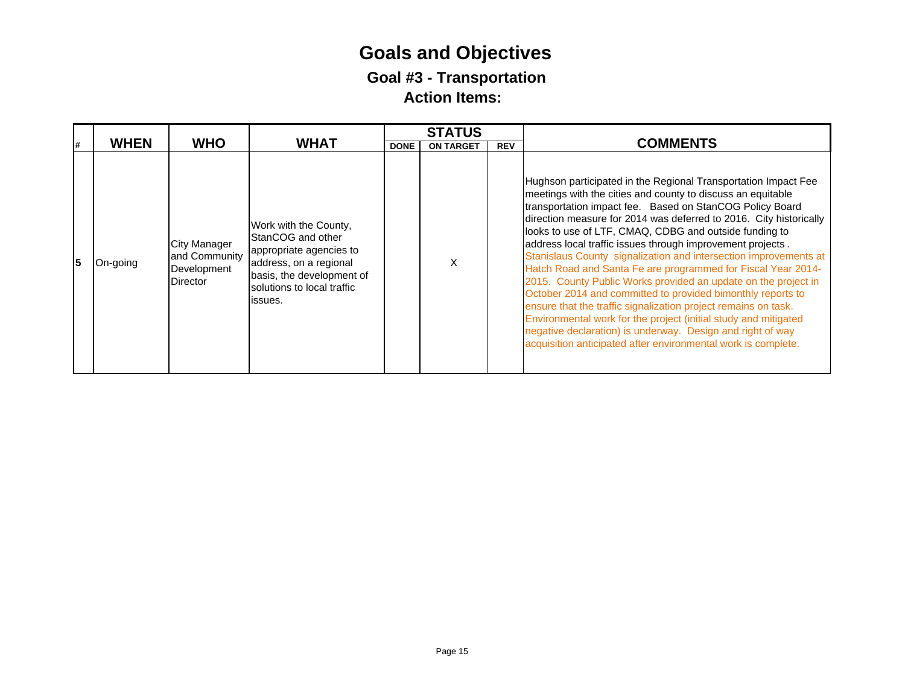# Goals and Objectives

## Goal #3 - Transportation

## Action Items:

| # | WHEN | WHO | WHAT | STATUS | | | COMMENTS |
|---|---|---|---|---|---|---|---|
| | | | | DONE | ON TARGET | REV | |
| **5** | On-going | City Manager and Community Development Director | Work with the County, StanCOG and other appropriate agencies to address, on a regional basis, the development of solutions to local traffic issues. | | X | | Hughson participated in the Regional Transportation Impact Fee meetings with the cities and county to discuss an equitable transportation impact fee. Based on StanCOG Policy Board direction measure for 2014 was deferred to 2016. City historically looks to use of LTF, CMAQ, CDBG and outside funding to address local traffic issues through improvement projects . Stanislaus County signalization and intersection improvements at Hatch Road and Santa Fe are programmed for Fiscal Year 2014-2015. County Public Works provided an update on the project in October 2014 and committed to provided bimonthly reports to ensure that the traffic signalization project remains on task. Environmental work for the project (initial study and mitigated negative declaration) is underway. Design and right of way acquisition anticipated after environmental work is complete. |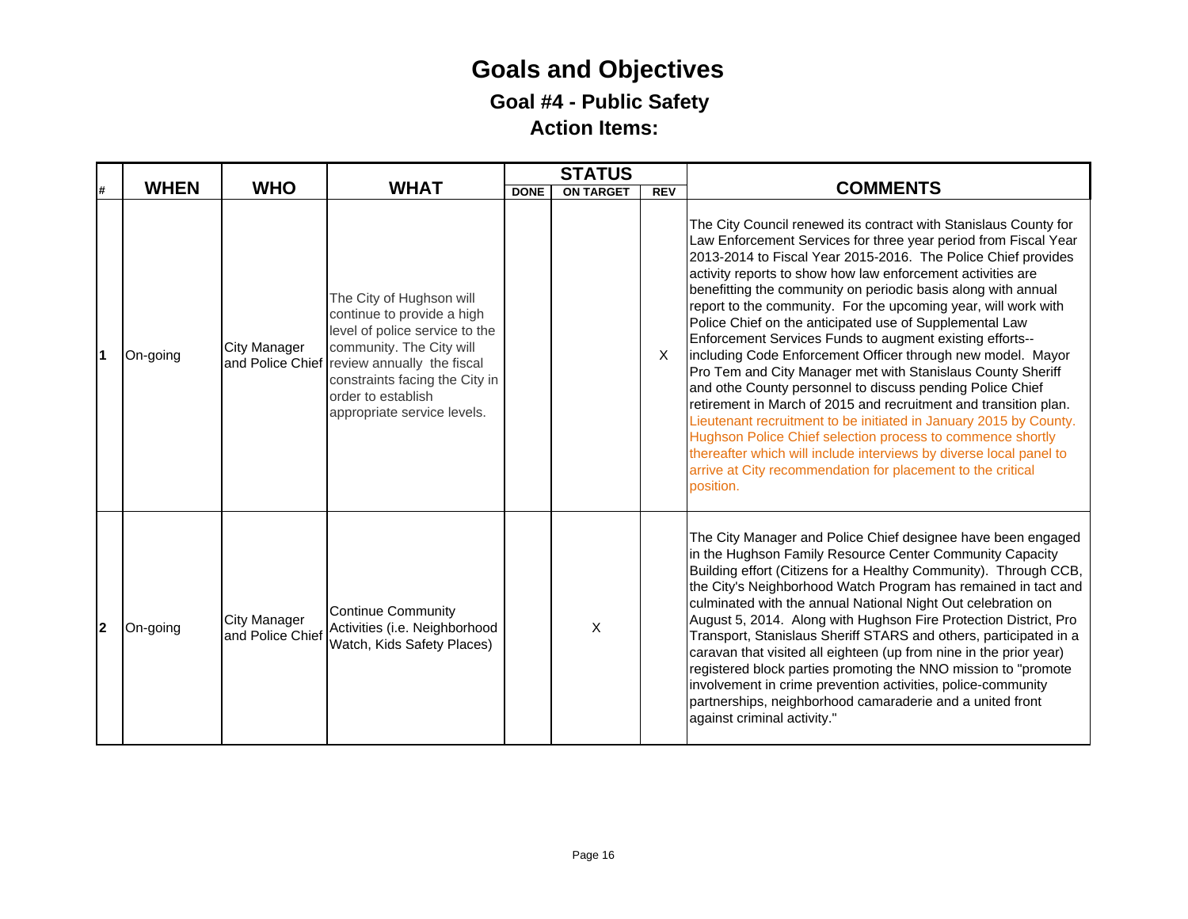# Goals and Objectives

## Goal #4 - Public Safety

## Action Items:

| # | WHEN | WHO | WHAT | STATUS | | | COMMENTS |
|---|---|---|---|---|---|---|---|
| | | | | DONE | ON TARGET | REV | |
| 1 | On-going | City Manager and Police Chief | The City of Hughson will continue to provide a high level of police service to the community. The City will review annually the fiscal constraints facing the City in order to establish appropriate service levels. | | | X | The City Council renewed its contract with Stanislaus County for Law Enforcement Services for three year period from Fiscal Year 2013-2014 to Fiscal Year 2015-2016. The Police Chief provides activity reports to show how law enforcement activities are benefitting the community on periodic basis along with annual report to the community. For the upcoming year, will work with Police Chief on the anticipated use of Supplemental Law Enforcement Services Funds to augment existing efforts--including Code Enforcement Officer through new model. Mayor Pro Tem and City Manager met with Stanislaus County Sheriff and othe County personnel to discuss pending Police Chief retirement in March of 2015 and recruitment and transition plan. Lieutenant recruitment to be initiated in January 2015 by County. Hughson Police Chief selection process to commence shortly thereafter which will include interviews by diverse local panel to arrive at City recommendation for placement to the critical position. |
| 2 | On-going | City Manager and Police Chief | Continue Community Activities (i.e. Neighborhood Watch, Kids Safety Places) | | X | | The City Manager and Police Chief designee have been engaged in the Hughson Family Resource Center Community Capacity Building effort (Citizens for a Healthy Community). Through CCB, the City's Neighborhood Watch Program has remained in tact and culminated with the annual National Night Out celebration on August 5, 2014. Along with Hughson Fire Protection District, Pro Transport, Stanislaus Sheriff STARS and others, participated in a caravan that visited all eighteen (up from nine in the prior year) registered block parties promoting the NNO mission to "promote involvement in crime prevention activities, police-community partnerships, neighborhood camaraderie and a united front against criminal activity." |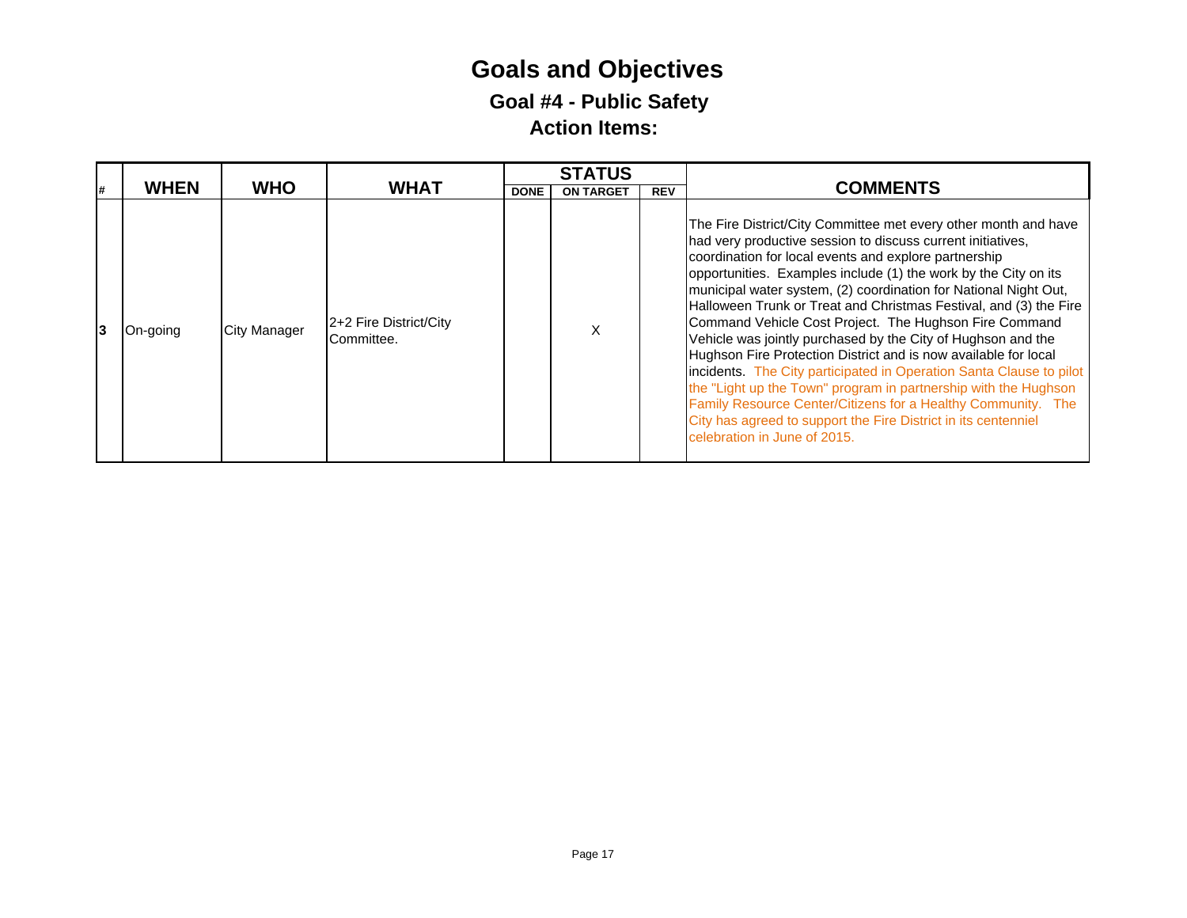# Goals and Objectives

## Goal #4 - Public Safety

## Action Items:

| # | WHEN | WHO | WHAT | STATUS | | | COMMENTS |
|---|---|---|---|---|---|---|---|
| | | | | DONE | ON TARGET | REV | |
| 3 | On-going | City Manager | 2+2 Fire District/City Committee. | | X | | The Fire District/City Committee met every other month and have had very productive session to discuss current initiatives, coordination for local events and explore partnership opportunities. Examples include (1) the work by the City on its municipal water system, (2) coordination for National Night Out, Halloween Trunk or Treat and Christmas Festival, and (3) the Fire Command Vehicle Cost Project. The Hughson Fire Command Vehicle was jointly purchased by the City of Hughson and the Hughson Fire Protection District and is now available for local incidents. The City participated in Operation Santa Clause to pilot the "Light up the Town" program in partnership with the Hughson Family Resource Center/Citizens for a Healthy Community. The City has agreed to support the Fire District in its centenniel celebration in June of 2015. |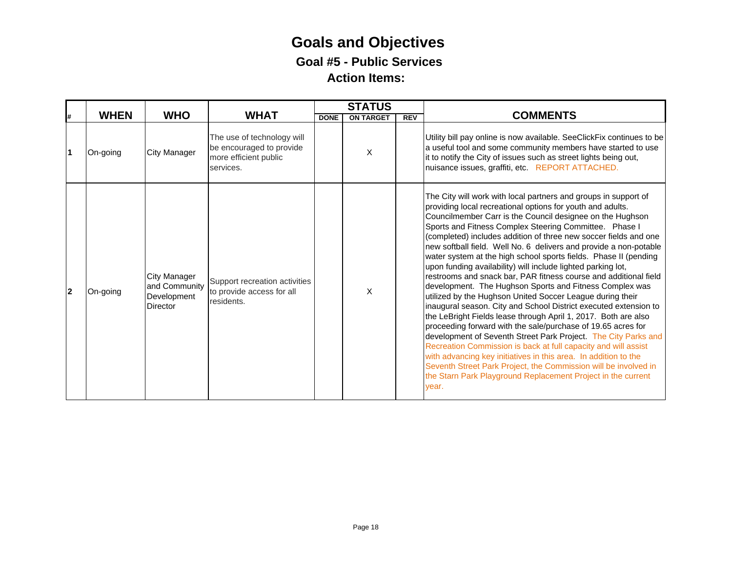# Goals and Objectives

## Goal #5 - Public Services

## Action Items:

| # | WHEN | WHO | WHAT | STATUS | | | COMMENTS |
|---|---|---|---|---|---|---|---|
| | | | | DONE | ON TARGET | REV | |
| **1** | On-going | City Manager | The use of technology will be encouraged to provide more efficient public services. | | X | | Utility bill pay online is now available. SeeClickFix continues to be a useful tool and some community members have started to use it to notify the City of issues such as street lights being out, nuisance issues, graffiti, etc. REPORT ATTACHED. |
| **2** | On-going | City Manager and Community Development Director | Support recreation activities to provide access for all residents. | | X | | The City will work with local partners and groups in support of providing local recreational options for youth and adults. Councilmember Carr is the Council designee on the Hughson Sports and Fitness Complex Steering Committee. Phase I (completed) includes addition of three new soccer fields and one new softball field. Well No. 6 delivers and provide a non-potable water system at the high school sports fields. Phase II (pending upon funding availability) will include lighted parking lot, restrooms and snack bar, PAR fitness course and additional field development. The Hughson Sports and Fitness Complex was utilized by the Hughson United Soccer League during their inaugural season. City and School District executed extension to the LeBright Fields lease through April 1, 2017. Both are also proceeding forward with the sale/purchase of 19.65 acres for development of Seventh Street Park Project. The City Parks and Recreation Commission is back at full capacity and will assist with advancing key initiatives in this area. In addition to the Seventh Street Park Project, the Commission will be involved in the Starn Park Playground Replacement Project in the current year. |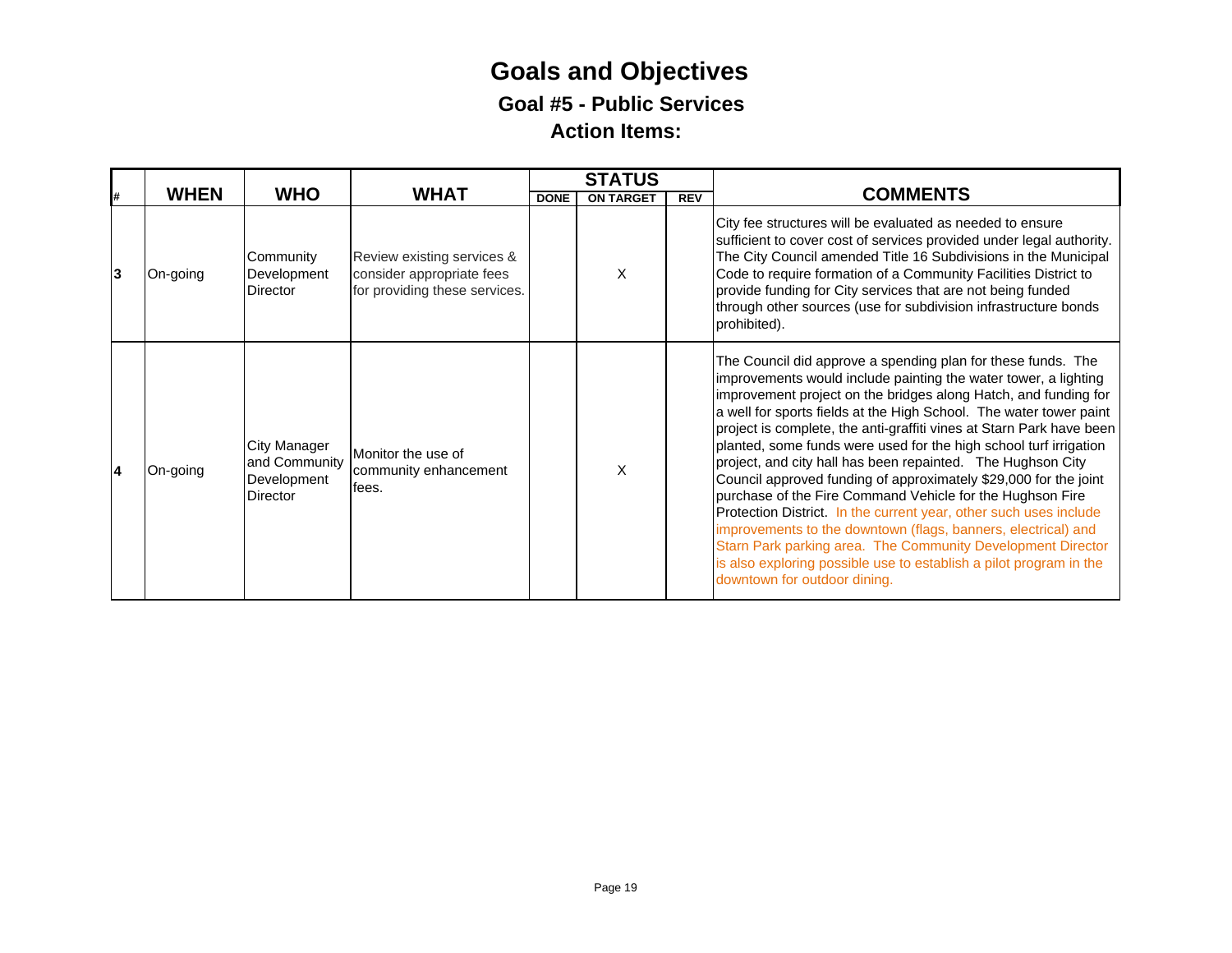# Goals and Objectives

## Goal #5 - Public Services

### Action Items:

| # | WHEN | WHO | WHAT | STATUS | | | COMMENTS |
|---|---|---|---|---|---|---|---|
| | | | | DONE | ON TARGET | REV | |
| **3** | On-going | Community Development Director | Review existing services & consider appropriate fees for providing these services. | | X | | City fee structures will be evaluated as needed to ensure sufficient to cover cost of services provided under legal authority. The City Council amended Title 16 Subdivisions in the Municipal Code to require formation of a Community Facilities District to provide funding for City services that are not being funded through other sources (use for subdivision infrastructure bonds prohibited). |
| **4** | On-going | City Manager and Community Development Director | Monitor the use of community enhancement fees. | | X | | The Council did approve a spending plan for these funds. The improvements would include painting the water tower, a lighting improvement project on the bridges along Hatch, and funding for a well for sports fields at the High School. The water tower paint project is complete, the anti-graffiti vines at Starn Park have been planted, some funds were used for the high school turf irrigation project, and city hall has been repainted. The Hughson City Council approved funding of approximately $29,000 for the joint purchase of the Fire Command Vehicle for the Hughson Fire Protection District. In the current year, other such uses include improvements to the downtown (flags, banners, electrical) and Starn Park parking area. The Community Development Director is also exploring possible use to establish a pilot program in the downtown for outdoor dining. |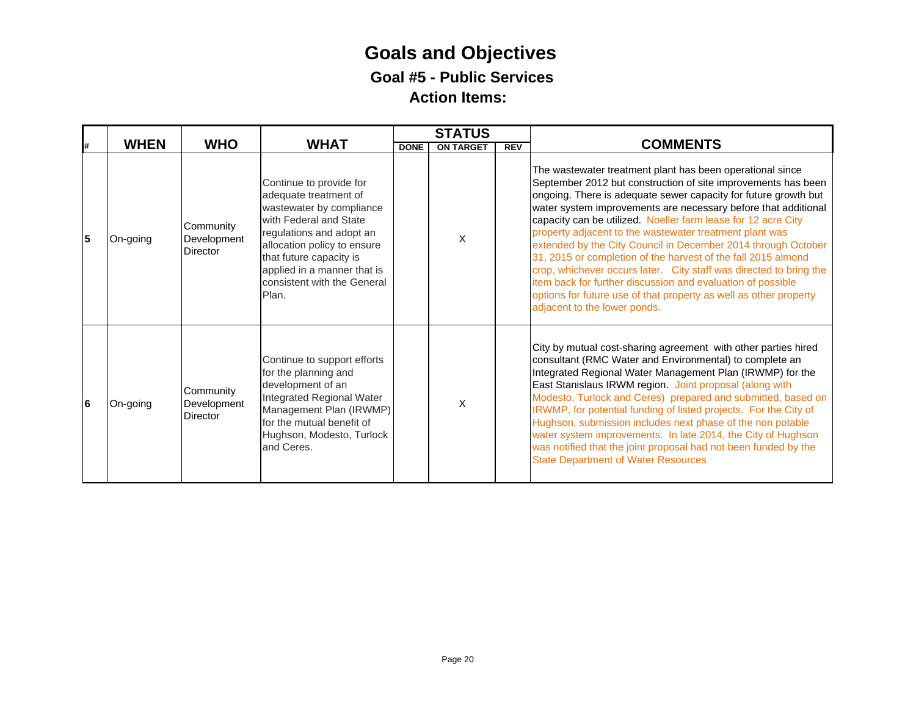# Goals and Objectives

## Goal #5 - Public Services

## Action Items:

| # | WHEN | WHO | WHAT | STATUS | | | COMMENTS |
|---|---|---|---|---|---|---|---|
| | | | | DONE | ON TARGET | REV | |
| 5 | On-going | Community Development Director | Continue to provide for adequate treatment of wastewater by compliance with Federal and State regulations and adopt an allocation policy to ensure that future capacity is applied in a manner that is consistent with the General Plan. | | X | | The wastewater treatment plant has been operational since September 2012 but construction of site improvements has been ongoing. There is adequate sewer capacity for future growth but water system improvements are necessary before that additional capacity can be utilized. Noeller farm lease for 12 acre City property adjacent to the wastewater treatment plant was extended by the City Council in December 2014 through October 31, 2015 or completion of the harvest of the fall 2015 almond crop, whichever occurs later. City staff was directed to bring the item back for further discussion and evaluation of possible options for future use of that property as well as other property adjacent to the lower ponds. |
| 6 | On-going | Community Development Director | Continue to support efforts for the planning and development of an Integrated Regional Water Management Plan (IRWMP) for the mutual benefit of Hughson, Modesto, Turlock and Ceres. | | X | | City by mutual cost-sharing agreement with other parties hired consultant (RMC Water and Environmental) to complete an Integrated Regional Water Management Plan (IRWMP) for the East Stanislaus IRWM region. Joint proposal (along with Modesto, Turlock and Ceres) prepared and submitted, based on IRWMP, for potential funding of listed projects. For the City of Hughson, submission includes next phase of the non potable water system improvements. In late 2014, the City of Hughson was notified that the joint proposal had not been funded by the State Department of Water Resources |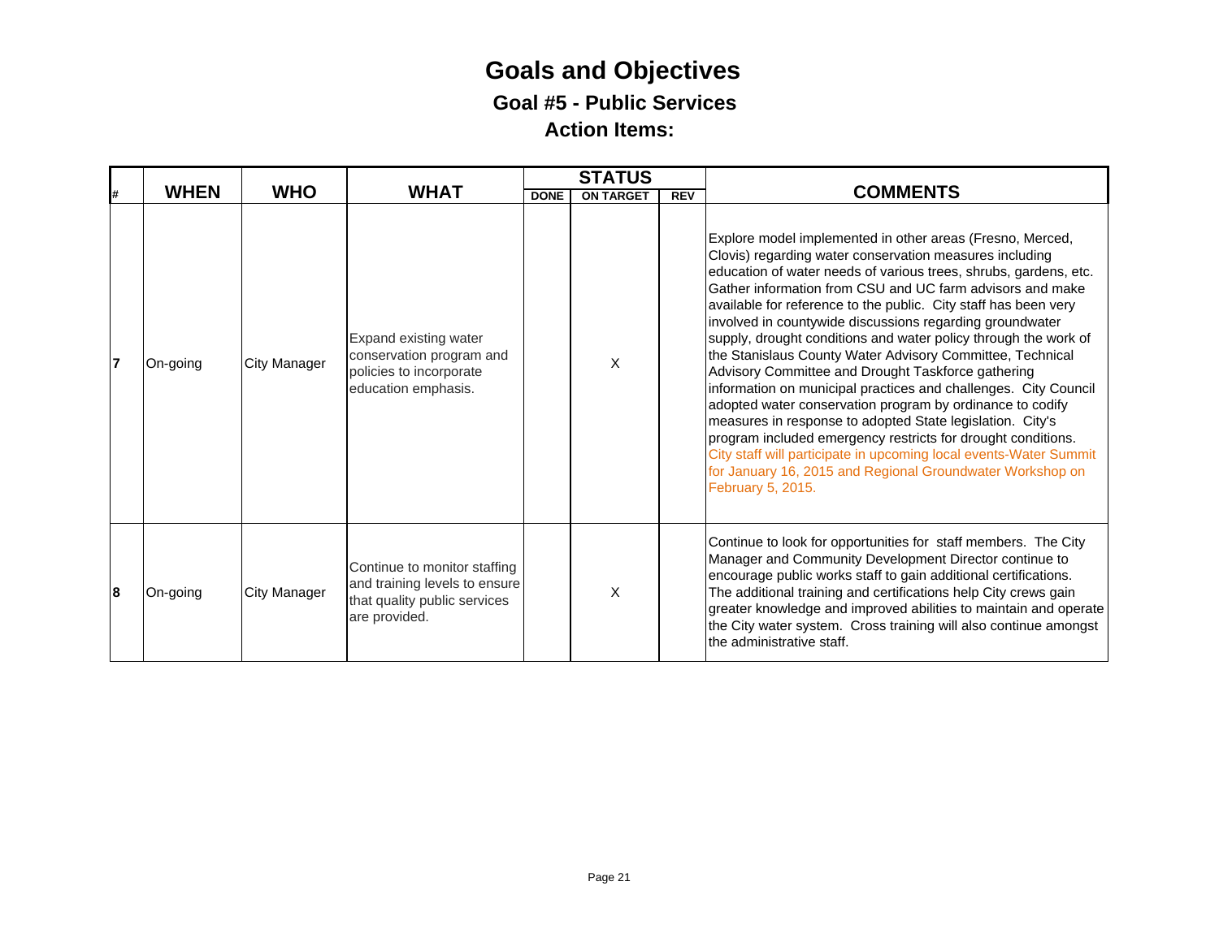# Goals and Objectives

## Goal #5 - Public Services

## Action Items:

| # | WHEN | WHO | WHAT | STATUS | | | COMMENTS |
|---|---|---|---|---|---|---|---|
| | | | | DONE | ON TARGET | REV | |
| 7 | On-going | City Manager | Expand existing water conservation program and policies to incorporate education emphasis. | | X | | Explore model implemented in other areas (Fresno, Merced, Clovis) regarding water conservation measures including education of water needs of various trees, shrubs, gardens, etc. Gather information from CSU and UC farm advisors and make available for reference to the public. City staff has been very involved in countywide discussions regarding groundwater supply, drought conditions and water policy through the work of the Stanislaus County Water Advisory Committee, Technical Advisory Committee and Drought Taskforce gathering information on municipal practices and challenges. City Council adopted water conservation program by ordinance to codify measures in response to adopted State legislation. City's program included emergency restricts for drought conditions. City staff will participate in upcoming local events-Water Summit for January 16, 2015 and Regional Groundwater Workshop on February 5, 2015. |
| 8 | On-going | City Manager | Continue to monitor staffing and training levels to ensure that quality public services are provided. | | X | | Continue to look for opportunities for staff members. The City Manager and Community Development Director continue to encourage public works staff to gain additional certifications. The additional training and certifications help City crews gain greater knowledge and improved abilities to maintain and operate the City water system. Cross training will also continue amongst the administrative staff. |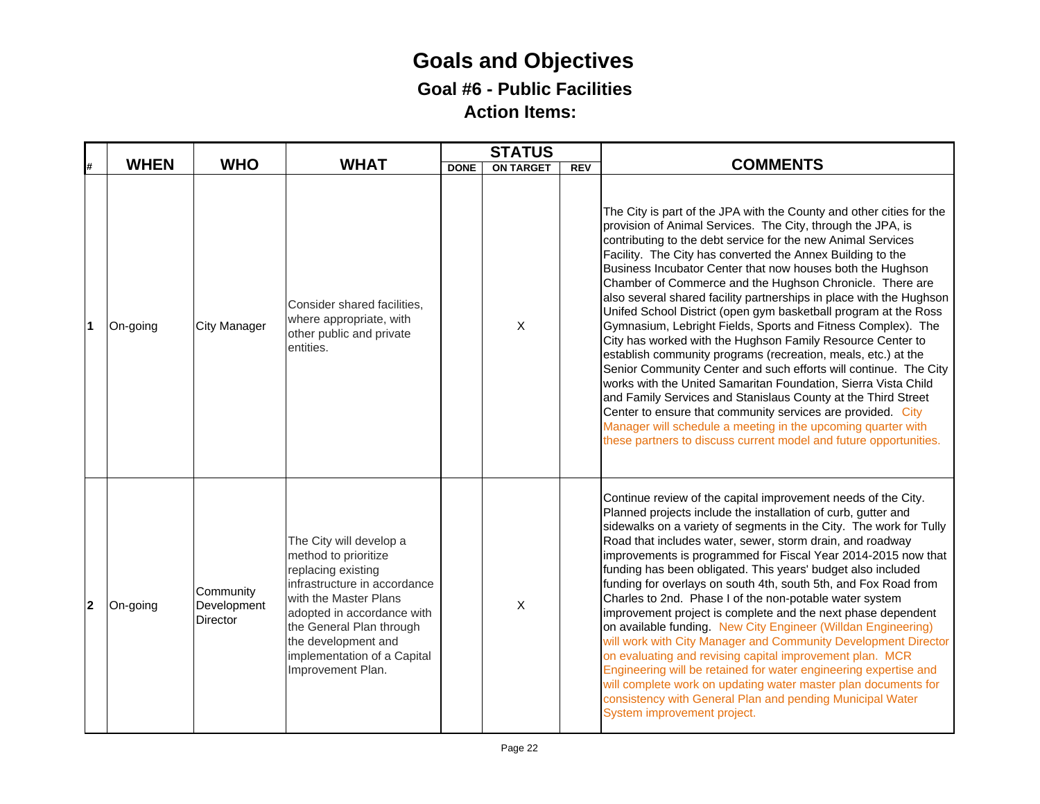# Goals and Objectives

## Goal #6 - Public Facilities

## Action Items:

| # | WHEN | WHO | WHAT | STATUS | | | COMMENTS |
|---|---|---|---|---|---|---|---|
| | | | | DONE | ON TARGET | REV | |
| 1 | On-going | City Manager | Consider shared facilities, where appropriate, with other public and private entities. | | X | | The City is part of the JPA with the County and other cities for the provision of Animal Services. The City, through the JPA, is contributing to the debt service for the new Animal Services Facility. The City has converted the Annex Building to the Business Incubator Center that now houses both the Hughson Chamber of Commerce and the Hughson Chronicle. There are also several shared facility partnerships in place with the Hughson Unifed School District (open gym basketball program at the Ross Gymnasium, Lebright Fields, Sports and Fitness Complex). The City has worked with the Hughson Family Resource Center to establish community programs (recreation, meals, etc.) at the Senior Community Center and such efforts will continue. The City works with the United Samaritan Foundation, Sierra Vista Child and Family Services and Stanislaus County at the Third Street Center to ensure that community services are provided. City Manager will schedule a meeting in the upcoming quarter with these partners to discuss current model and future opportunities. |
| 2 | On-going | Community Development Director | The City will develop a method to prioritize replacing existing infrastructure in accordance with the Master Plans adopted in accordance with the General Plan through the development and implementation of a Capital Improvement Plan. | | X | | Continue review of the capital improvement needs of the City. Planned projects include the installation of curb, gutter and sidewalks on a variety of segments in the City. The work for Tully Road that includes water, sewer, storm drain, and roadway improvements is programmed for Fiscal Year 2014-2015 now that funding has been obligated. This years' budget also included funding for overlays on south 4th, south 5th, and Fox Road from Charles to 2nd. Phase I of the non-potable water system improvement project is complete and the next phase dependent on available funding. New City Engineer (Willdan Engineering) will work with City Manager and Community Development Director on evaluating and revising capital improvement plan. MCR Engineering will be retained for water engineering expertise and will complete work on updating water master plan documents for consistency with General Plan and pending Municipal Water System improvement project. |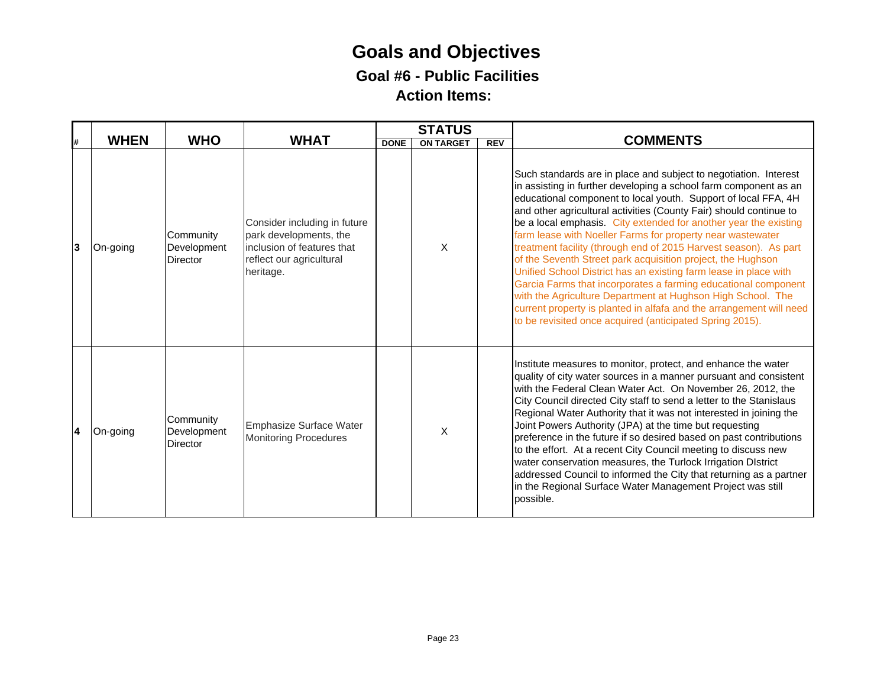# Goals and Objectives

## Goal #6 - Public Facilities

## Action Items:

| # | WHEN | WHO | WHAT | STATUS | | | COMMENTS |
|---|---|---|---|---|---|---|---|
| | | | | DONE | ON TARGET | REV | |
| 3 | On-going | Community Development Director | Consider including in future park developments, the inclusion of features that reflect our agricultural heritage. | | X | | Such standards are in place and subject to negotiation. Interest in assisting in further developing a school farm component as an educational component to local youth. Support of local FFA, 4H and other agricultural activities (County Fair) should continue to be a local emphasis. City extended for another year the existing farm lease with Noeller Farms for property near wastewater treatment facility (through end of 2015 Harvest season). As part of the Seventh Street park acquisition project, the Hughson Unified School District has an existing farm lease in place with Garcia Farms that incorporates a farming educational component with the Agriculture Department at Hughson High School. The current property is planted in alfafa and the arrangement will need to be revisited once acquired (anticipated Spring 2015). |
| 4 | On-going | Community Development Director | Emphasize Surface Water Monitoring Procedures | | X | | Institute measures to monitor, protect, and enhance the water quality of city water sources in a manner pursuant and consistent with the Federal Clean Water Act. On November 26, 2012, the City Council directed City staff to send a letter to the Stanislaus Regional Water Authority that it was not interested in joining the Joint Powers Authority (JPA) at the time but requesting preference in the future if so desired based on past contributions to the effort. At a recent City Council meeting to discuss new water conservation measures, the Turlock Irrigation DIstrict addressed Council to informed the City that returning as a partner in the Regional Surface Water Management Project was still possible. |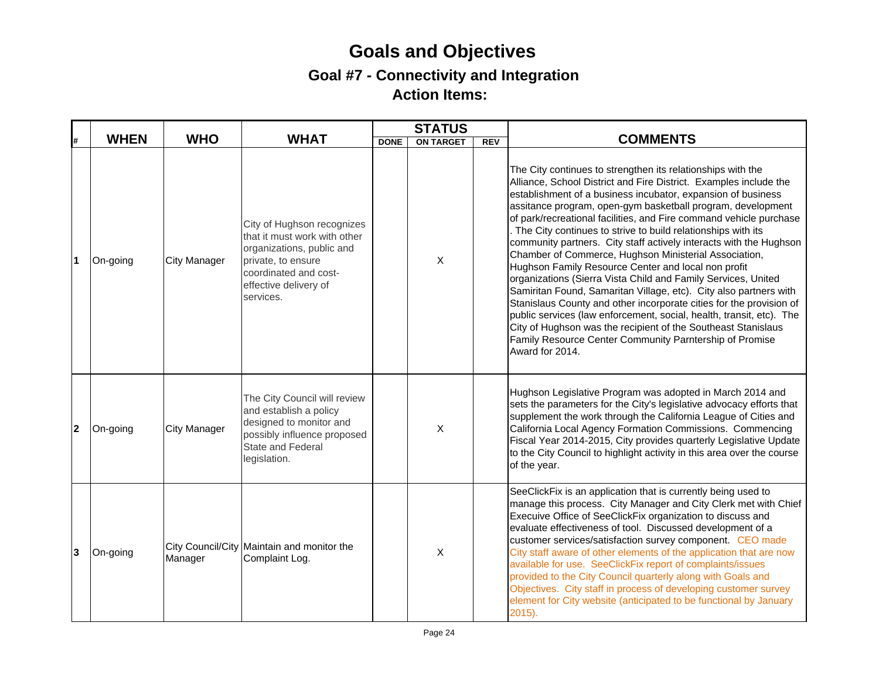# Goals and Objectives

## Goal #7 - Connectivity and Integration

## Action Items:

| # | WHEN | WHO | WHAT | STATUS | | | COMMENTS |
|---|---|---|---|---|---|---|---|
| | | | | DONE | ON TARGET | REV | |
| 1 | On-going | City Manager | City of Hughson recognizes that it must work with other organizations, public and private, to ensure coordinated and cost-effective delivery of services. | | X | | The City continues to strengthen its relationships with the Alliance, School District and Fire District. Examples include the establishment of a business incubator, expansion of business assitance program, open-gym basketball program, development of park/recreational facilities, and Fire command vehicle purchase . The City continues to strive to build relationships with its community partners. City staff actively interacts with the Hughson Chamber of Commerce, Hughson Ministerial Association, Hughson Family Resource Center and local non profit organizations (Sierra Vista Child and Family Services, United Samiritan Found, Samaritan Village, etc). City also partners with Stanislaus County and other incorporate cities for the provision of public services (law enforcement, social, health, transit, etc). The City of Hughson was the recipient of the Southeast Stanislaus Family Resource Center Community Parntership of Promise Award for 2014. |
| 2 | On-going | City Manager | The City Council will review and establish a policy designed to monitor and possibly influence proposed State and Federal legislation. | | X | | Hughson Legislative Program was adopted in March 2014 and sets the parameters for the City's legislative advocacy efforts that supplement the work through the California League of Cities and California Local Agency Formation Commissions. Commencing Fiscal Year 2014-2015, City provides quarterly Legislative Update to the City Council to highlight activity in this area over the course of the year. |
| 3 | On-going | City Council/City Manager | Maintain and monitor the Complaint Log. | | X | | SeeClickFix is an application that is currently being used to manage this process. City Manager and City Clerk met with Chief Execuive Office of SeeClickFix organization to discuss and evaluate effectiveness of tool. Discussed development of a customer services/satisfaction survey component. CEO made City staff aware of other elements of the application that are now available for use. SeeClickFix report of complaints/issues provided to the City Council quarterly along with Goals and Objectives. City staff in process of developing customer survey element for City website (anticipated to be functional by January 2015). |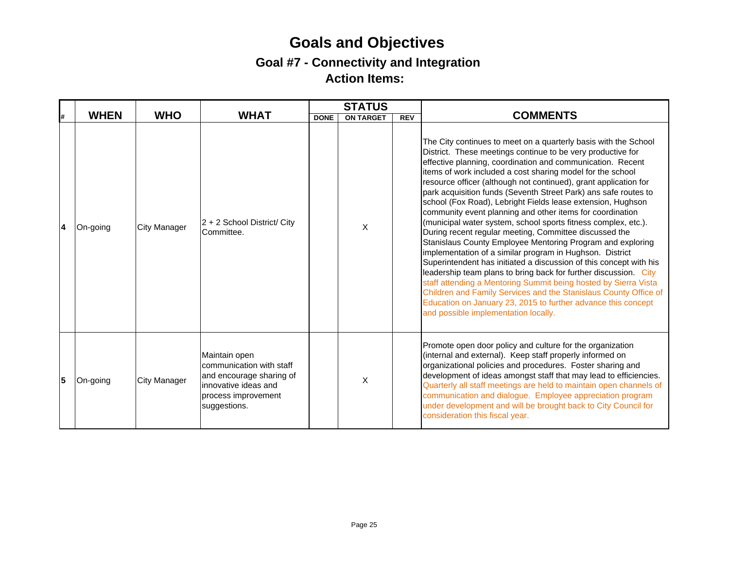# Goals and Objectives

## Goal #7 - Connectivity and Integration

## Action Items:

| # | WHEN | WHO | WHAT | STATUS | | | COMMENTS |
|---|---|---|---|---|---|---|---|
| | | | | DONE | ON TARGET | REV | |
| 4 | On-going | City Manager | 2 + 2 School District/ City Committee. | | X | | The City continues to meet on a quarterly basis with the School District. These meetings continue to be very productive for effective planning, coordination and communication. Recent items of work included a cost sharing model for the school resource officer (although not continued), grant application for park acquisition funds (Seventh Street Park) ans safe routes to school (Fox Road), Lebright Fields lease extension, Hughson community event planning and other items for coordination (municipal water system, school sports fitness complex, etc.). During recent regular meeting, Committee discussed the Stanislaus County Employee Mentoring Program and exploring implementation of a similar program in Hughson. District Superintendent has initiated a discussion of this concept with his leadership team plans to bring back for further discussion. City staff attending a Mentoring Summit being hosted by Sierra Vista Children and Family Services and the Stanislaus County Office of Education on January 23, 2015 to further advance this concept and possible implementation locally. |
| 5 | On-going | City Manager | Maintain open communication with staff and encourage sharing of innovative ideas and process improvement suggestions. | | X | | Promote open door policy and culture for the organization (internal and external). Keep staff properly informed on organizational policies and procedures. Foster sharing and development of ideas amongst staff that may lead to efficiencies. Quarterly all staff meetings are held to maintain open channels of communication and dialogue. Employee appreciation program under development and will be brought back to City Council for consideration this fiscal year. |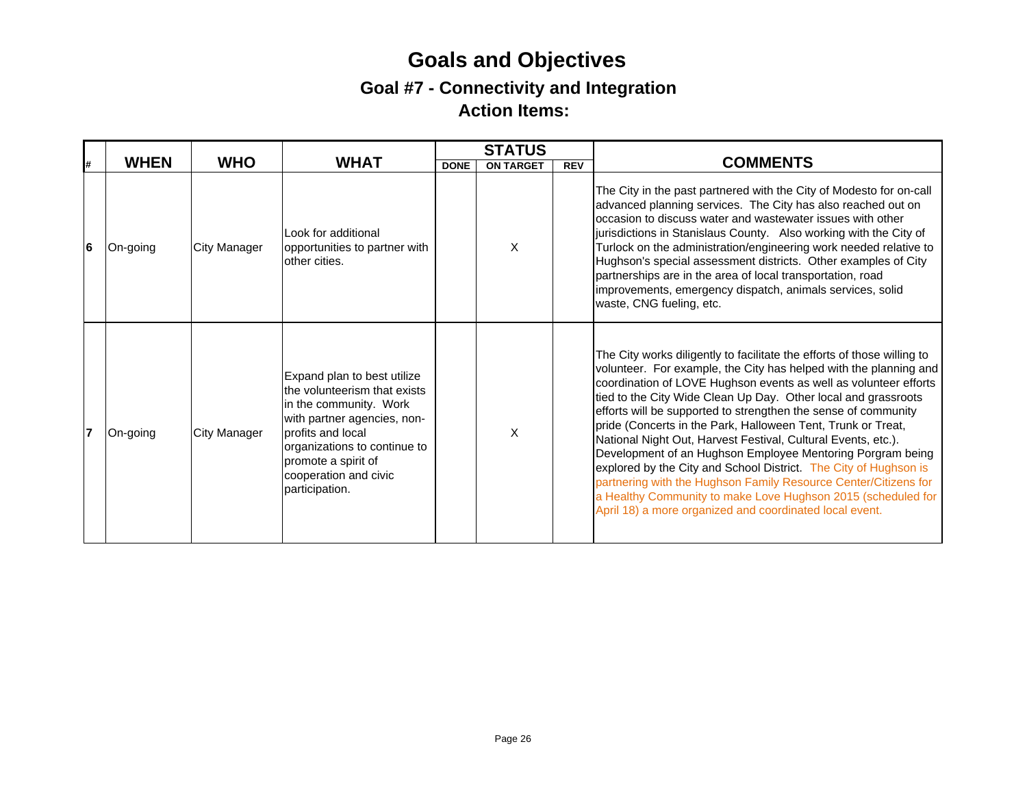# Goals and Objectives

## Goal #7 - Connectivity and Integration

## Action Items:

| # | WHEN | WHO | WHAT | STATUS | | | COMMENTS |
|---|---|---|---|---|---|---|---|
| | | | | DONE | ON TARGET | REV | |
| 6 | On-going | City Manager | Look for additional opportunities to partner with other cities. | | X | | The City in the past partnered with the City of Modesto for on-call advanced planning services. The City has also reached out on occasion to discuss water and wastewater issues with other jurisdictions in Stanislaus County. Also working with the City of Turlock on the administration/engineering work needed relative to Hughson's special assessment districts. Other examples of City partnerships are in the area of local transportation, road improvements, emergency dispatch, animals services, solid waste, CNG fueling, etc. |
| 7 | On-going | City Manager | Expand plan to best utilize the volunteerism that exists in the community. Work with partner agencies, non-profits and local organizations to continue to promote a spirit of cooperation and civic participation. | | X | | The City works diligently to facilitate the efforts of those willing to volunteer. For example, the City has helped with the planning and coordination of LOVE Hughson events as well as volunteer efforts tied to the City Wide Clean Up Day. Other local and grassroots efforts will be supported to strengthen the sense of community pride (Concerts in the Park, Halloween Tent, Trunk or Treat, National Night Out, Harvest Festival, Cultural Events, etc.). Development of an Hughson Employee Mentoring Porgram being explored by the City and School District. The City of Hughson is partnering with the Hughson Family Resource Center/Citizens for a Healthy Community to make Love Hughson 2015 (scheduled for April 18) a more organized and coordinated local event. |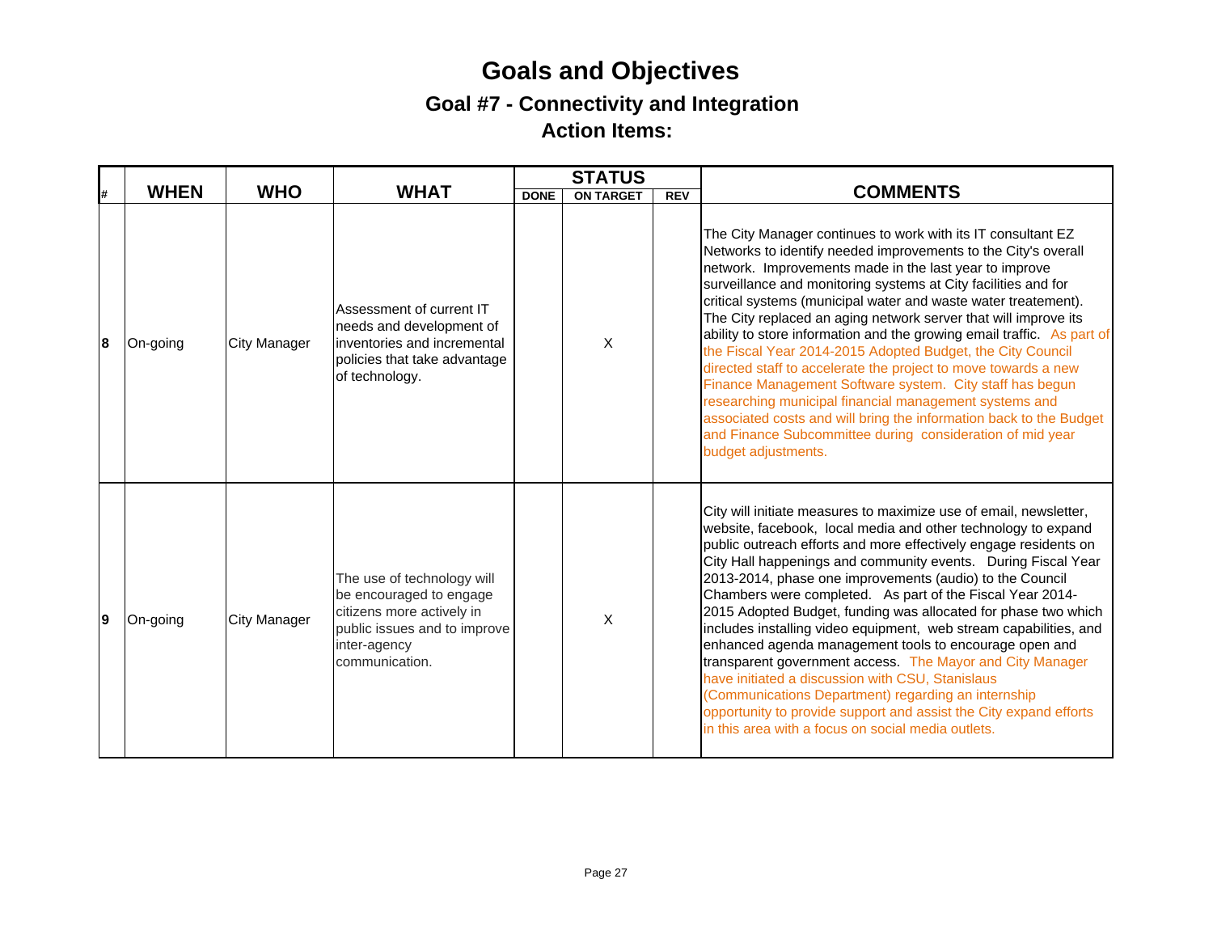# Goals and Objectives

## Goal #7 - Connectivity and Integration

## Action Items:

| # | WHEN | WHO | WHAT | STATUS | | | COMMENTS |
|---|---|---|---|---|---|---|---|
| | | | | DONE | ON TARGET | REV | |
| 8 | On-going | City Manager | Assessment of current IT needs and development of inventories and incremental policies that take advantage of technology. | | X | | The City Manager continues to work with its IT consultant EZ Networks to identify needed improvements to the City's overall network. Improvements made in the last year to improve surveillance and monitoring systems at City facilities and for critical systems (municipal water and waste water treatement). The City replaced an aging network server that will improve its ability to store information and the growing email traffic. As part of the Fiscal Year 2014-2015 Adopted Budget, the City Council directed staff to accelerate the project to move towards a new Finance Management Software system. City staff has begun researching municipal financial management systems and associated costs and will bring the information back to the Budget and Finance Subcommittee during consideration of mid year budget adjustments. |
| 9 | On-going | City Manager | The use of technology will be encouraged to engage citizens more actively in public issues and to improve inter-agency communication. | | X | | City will initiate measures to maximize use of email, newsletter, website, facebook, local media and other technology to expand public outreach efforts and more effectively engage residents on City Hall happenings and community events. During Fiscal Year 2013-2014, phase one improvements (audio) to the Council Chambers were completed. As part of the Fiscal Year 2014-2015 Adopted Budget, funding was allocated for phase two which includes installing video equipment, web stream capabilities, and enhanced agenda management tools to encourage open and transparent government access. The Mayor and City Manager have initiated a discussion with CSU, Stanislaus (Communications Department) regarding an internship opportunity to provide support and assist the City expand efforts in this area with a focus on social media outlets. |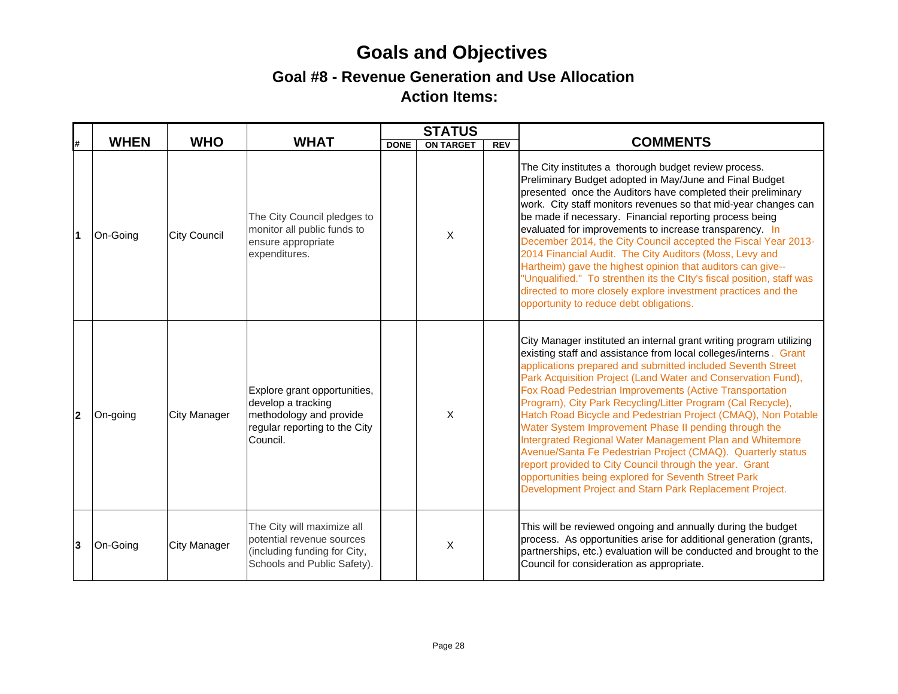# Goals and Objectives

## Goal #8 - Revenue Generation and Use Allocation

## Action Items:

| # | WHEN | WHO | WHAT | STATUS | | | COMMENTS |
|---|---|---|---|---|---|---|---|
| | | | | DONE | ON TARGET | REV | |
| 1 | On-Going | City Council | The City Council pledges to monitor all public funds to ensure appropriate expenditures. | | X | | The City institutes a thorough budget review process. Preliminary Budget adopted in May/June and Final Budget presented once the Auditors have completed their preliminary work. City staff monitors revenues so that mid-year changes can be made if necessary. Financial reporting process being evaluated for improvements to increase transparency. In December 2014, the City Council accepted the Fiscal Year 2013-2014 Financial Audit. The City Auditors (Moss, Levy and Hartheim) gave the highest opinion that auditors can give--"Unqualified." To strenthen its the CIty's fiscal position, staff was directed to more closely explore investment practices and the opportunity to reduce debt obligations. |
| 2 | On-going | City Manager | Explore grant opportunities, develop a tracking methodology and provide regular reporting to the City Council. | | X | | City Manager instituted an internal grant writing program utilizing existing staff and assistance from local colleges/interns. Grant applications prepared and submitted included Seventh Street Park Acquisition Project (Land Water and Conservation Fund), Fox Road Pedestrian Improvements (Active Transportation Program), City Park Recycling/Litter Program (Cal Recycle), Hatch Road Bicycle and Pedestrian Project (CMAQ), Non Potable Water System Improvement Phase II pending through the Intergrated Regional Water Management Plan and Whitemore Avenue/Santa Fe Pedestrian Project (CMAQ). Quarterly status report provided to City Council through the year. Grant opportunities being explored for Seventh Street Park Development Project and Starn Park Replacement Project. |
| 3 | On-Going | City Manager | The City will maximize all potential revenue sources (including funding for City, Schools and Public Safety). | | X | | This will be reviewed ongoing and annually during the budget process. As opportunities arise for additional generation (grants, partnerships, etc.) evaluation will be conducted and brought to the Council for consideration as appropriate. |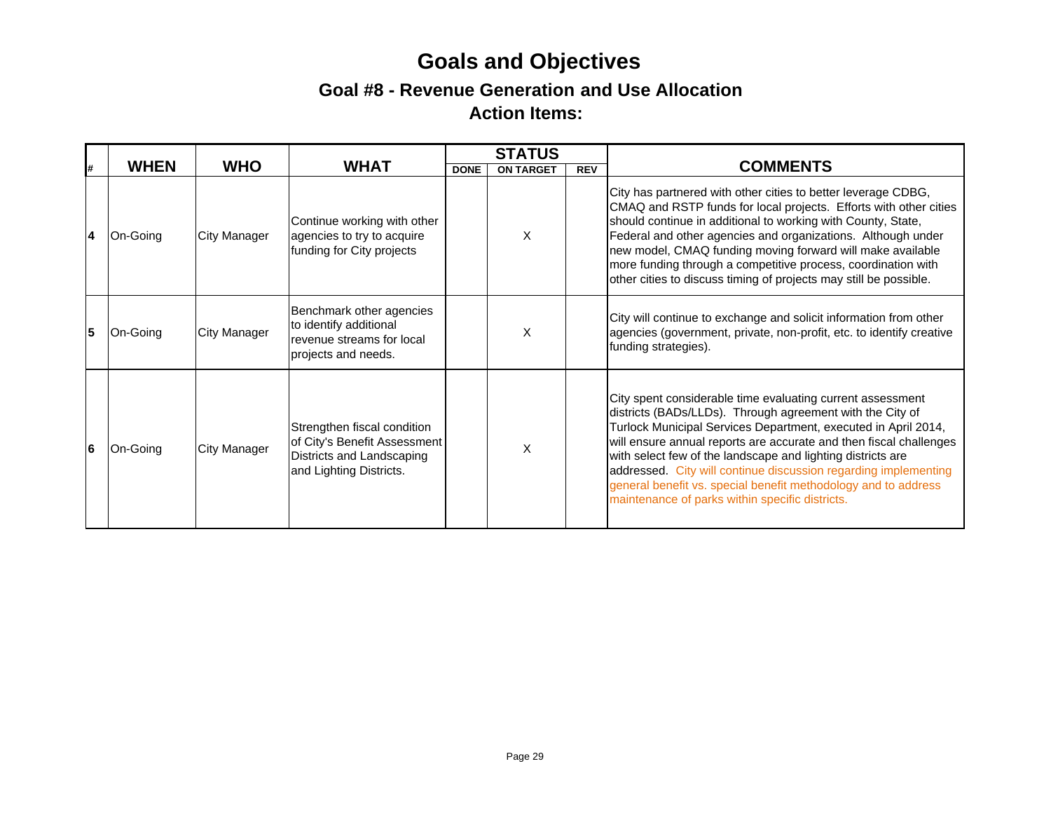# Goals and Objectives

## Goal #8 - Revenue Generation and Use Allocation

## Action Items:

| # | WHEN | WHO | WHAT | STATUS | | | COMMENTS |
|---|---|---|---|---|---|---|---|
| | | | | DONE | ON TARGET | REV | |
| 4 | On-Going | City Manager | Continue working with other agencies to try to acquire funding for City projects | | X | | City has partnered with other cities to better leverage CDBG, CMAQ and RSTP funds for local projects. Efforts with other cities should continue in additional to working with County, State, Federal and other agencies and organizations. Although under new model, CMAQ funding moving forward will make available more funding through a competitive process, coordination with other cities to discuss timing of projects may still be possible. |
| 5 | On-Going | City Manager | Benchmark other agencies to identify additional revenue streams for local projects and needs. | | X | | City will continue to exchange and solicit information from other agencies (government, private, non-profit, etc. to identify creative funding strategies). |
| 6 | On-Going | City Manager | Strengthen fiscal condition of City's Benefit Assessment Districts and Landscaping and Lighting Districts. | | X | | City spent considerable time evaluating current assessment districts (BADs/LLDs). Through agreement with the City of Turlock Municipal Services Department, executed in April 2014, will ensure annual reports are accurate and then fiscal challenges with select few of the landscape and lighting districts are addressed. City will continue discussion regarding implementing general benefit vs. special benefit methodology and to address maintenance of parks within specific districts. |